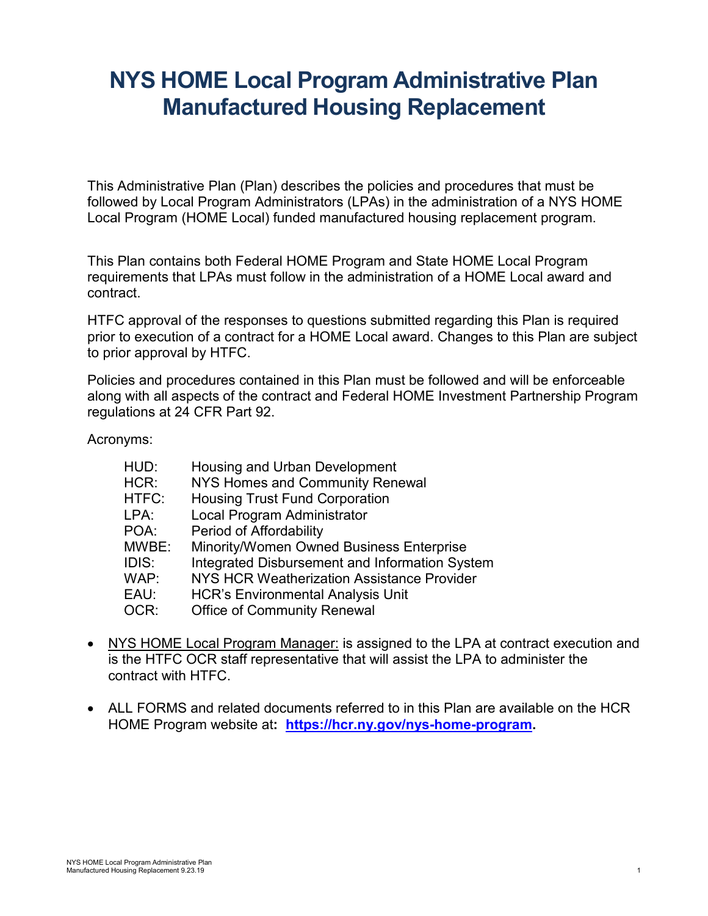# NYS HOME Local Program Administrative Plan Manufactured Housing Replacement

This Administrative Plan (Plan) describes the policies and procedures that must be followed by Local Program Administrators (LPAs) in the administration of a NYS HOME Local Program (HOME Local) funded manufactured housing replacement program.

This Plan contains both Federal HOME Program and State HOME Local Program requirements that LPAs must follow in the administration of a HOME Local award and contract.

HTFC approval of the responses to questions submitted regarding this Plan is required prior to execution of a contract for a HOME Local award. Changes to this Plan are subject to prior approval by HTFC.

Policies and procedures contained in this Plan must be followed and will be enforceable along with all aspects of the contract and Federal HOME Investment Partnership Program regulations at 24 CFR Part 92.

Acronyms:

| | |
|---|---|
| HUD: | Housing and Urban Development |
| HCR: | NYS Homes and Community Renewal |
| HTFC: | Housing Trust Fund Corporation |
| LPA: | Local Program Administrator |
| POA: | Period of Affordability |
| MWBE: | Minority/Women Owned Business Enterprise |
| IDIS: | Integrated Disbursement and Information System |
| WAP: | NYS HCR Weatherization Assistance Provider |
| EAU: | HCR's Environmental Analysis Unit |
| OCR: | Office of Community Renewal |

- NYS HOME Local Program Manager: is assigned to the LPA at contract execution and is the HTFC OCR staff representative that will assist the LPA to administer the contract with HTFC.
- ALL FORMS and related documents referred to in this Plan are available on the HCR HOME Program website at**: [https://hcr.ny.gov/nys-home-program](https://hcr.ny.gov/nys-home-program).**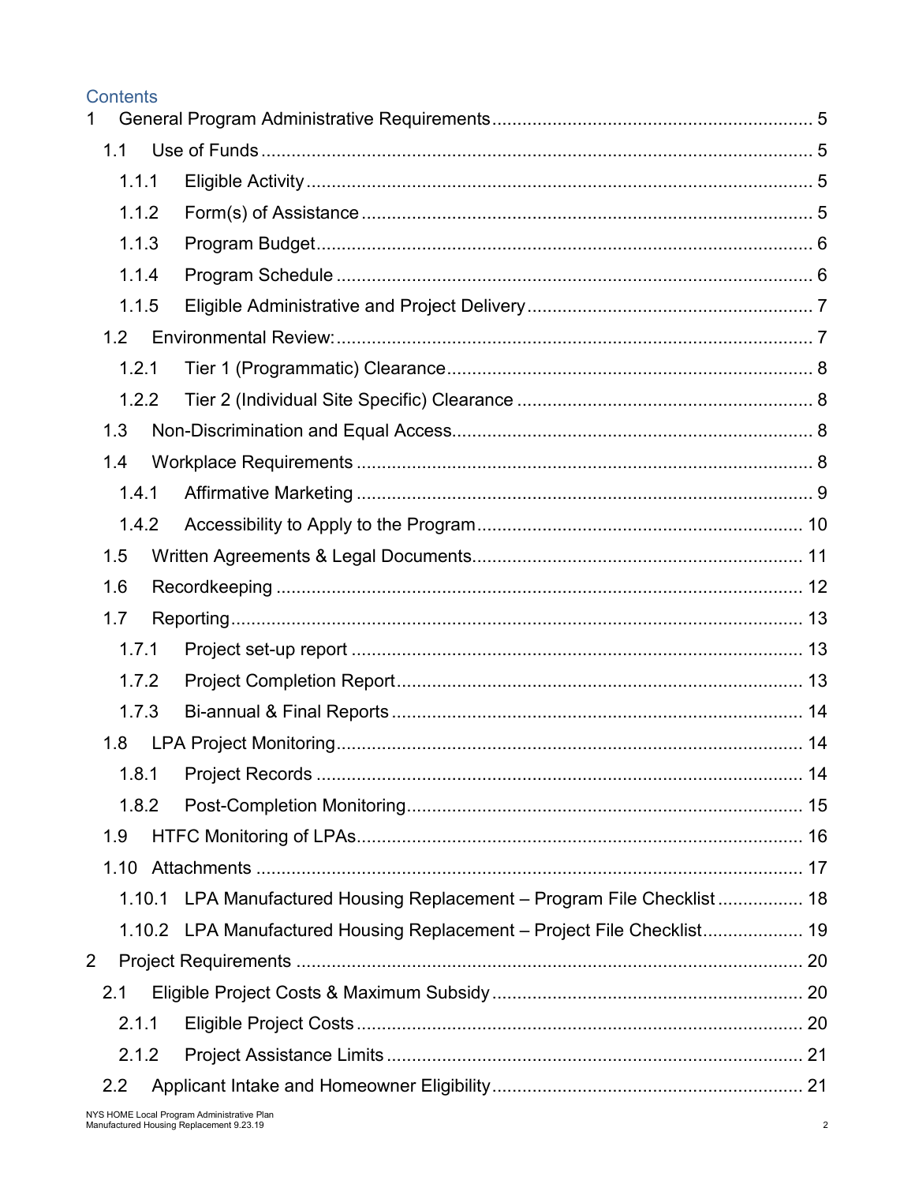# Contents

1 General Program Administrative Requirements ..... 5
- 1.1 Use of Funds ..... 5
  - 1.1.1 Eligible Activity ..... 5
  - 1.1.2 Form(s) of Assistance ..... 5
  - 1.1.3 Program Budget ..... 6
  - 1.1.4 Program Schedule ..... 6
  - 1.1.5 Eligible Administrative and Project Delivery ..... 7
- 1.2 Environmental Review: ..... 7
  - 1.2.1 Tier 1 (Programmatic) Clearance ..... 8
  - 1.2.2 Tier 2 (Individual Site Specific) Clearance ..... 8
- 1.3 Non-Discrimination and Equal Access ..... 8
- 1.4 Workplace Requirements ..... 8
  - 1.4.1 Affirmative Marketing ..... 9
  - 1.4.2 Accessibility to Apply to the Program ..... 10
- 1.5 Written Agreements & Legal Documents ..... 11
- 1.6 Recordkeeping ..... 12
- 1.7 Reporting ..... 13
  - 1.7.1 Project set-up report ..... 13
  - 1.7.2 Project Completion Report ..... 13
  - 1.7.3 Bi-annual & Final Reports ..... 14
- 1.8 LPA Project Monitoring ..... 14
  - 1.8.1 Project Records ..... 14
  - 1.8.2 Post-Completion Monitoring ..... 15
- 1.9 HTFC Monitoring of LPAs ..... 16
- 1.10 Attachments ..... 17
  - 1.10.1 LPA Manufactured Housing Replacement – Program File Checklist ..... 18
  - 1.10.2 LPA Manufactured Housing Replacement – Project File Checklist ..... 19

2 Project Requirements ..... 20
- 2.1 Eligible Project Costs & Maximum Subsidy ..... 20
  - 2.1.1 Eligible Project Costs ..... 20
  - 2.1.2 Project Assistance Limits ..... 21
- 2.2 Applicant Intake and Homeowner Eligibility ..... 21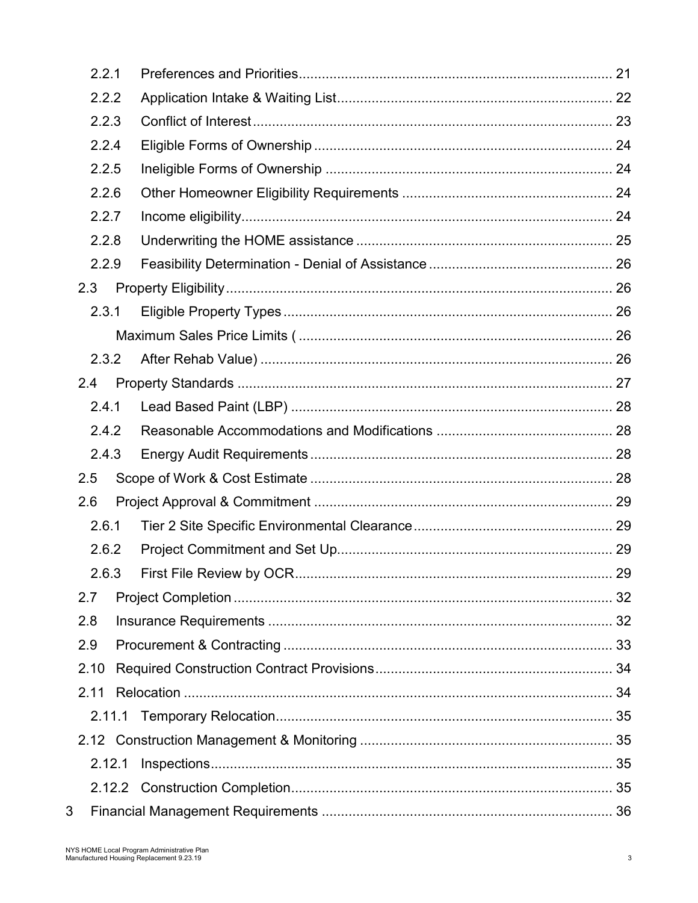2.2.1 Preferences and Priorities ........................................................................................ 21

2.2.2 Application Intake & Waiting List ............................................................................. 22

2.2.3 Conflict of Interest .................................................................................................... 23

2.2.4 Eligible Forms of Ownership ..................................................................................... 24

2.2.5 Ineligible Forms of Ownership ................................................................................... 24

2.2.6 Other Homeowner Eligibility Requirements ............................................................... 24

2.2.7 Income eligibility ...................................................................................................... 24

2.2.8 Underwriting the HOME assistance ........................................................................... 25

2.2.9 Feasibility Determination - Denial of Assistance ........................................................ 26

2.3 Property Eligibility ........................................................................................................ 26

2.3.1 Eligible Property Types ............................................................................................. 26

Maximum Sales Price Limits ( .......................................................................................... 26

2.3.2 After Rehab Value) .................................................................................................... 26

2.4 Property Standards ....................................................................................................... 27

2.4.1 Lead Based Paint (LBP) ............................................................................................. 28

2.4.2 Reasonable Accommodations and Modifications ....................................................... 28

2.4.3 Energy Audit Requirements ....................................................................................... 28

2.5 Scope of Work & Cost Estimate .................................................................................... 28

2.6 Project Approval & Commitment ................................................................................... 29

2.6.1 Tier 2 Site Specific Environmental Clearance ............................................................. 29

2.6.2 Project Commitment and Set Up ................................................................................ 29

2.6.3 First File Review by OCR ........................................................................................... 29

2.7 Project Completion ........................................................................................................ 32

2.8 Insurance Requirements ............................................................................................... 32

2.9 Procurement & Contracting ........................................................................................... 33

2.10 Required Construction Contract Provisions ................................................................... 34

2.11 Relocation .................................................................................................................. 34

2.11.1 Temporary Relocation .............................................................................................. 35

2.12 Construction Management & Monitoring ...................................................................... 35

2.12.1 Inspections .............................................................................................................. 35

2.12.2 Construction Completion .......................................................................................... 35

3 Financial Management Requirements ............................................................................... 36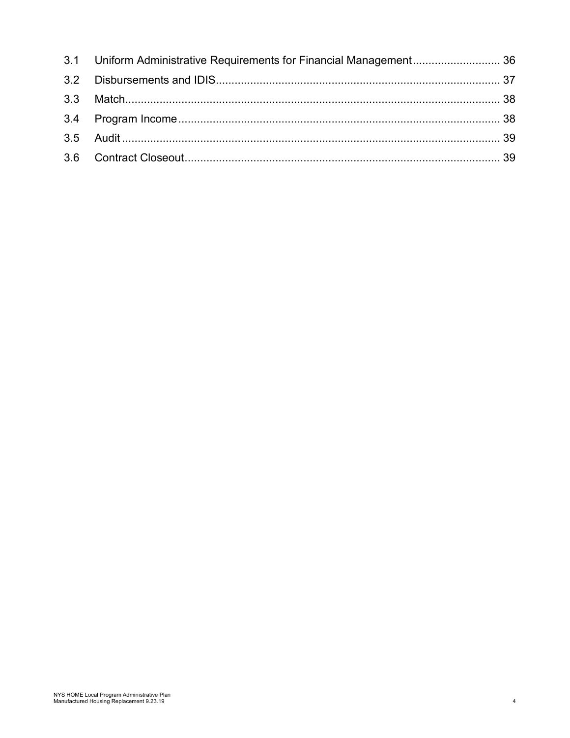3.1 Uniform Administrative Requirements for Financial Management ............................ 36

3.2 Disbursements and IDIS ........................................................................................... 37

3.3 Match ......................................................................................................................... 38

3.4 Program Income ....................................................................................................... 38

3.5 Audit .......................................................................................................................... 39

3.6 Contract Closeout ...................................................................................................... 39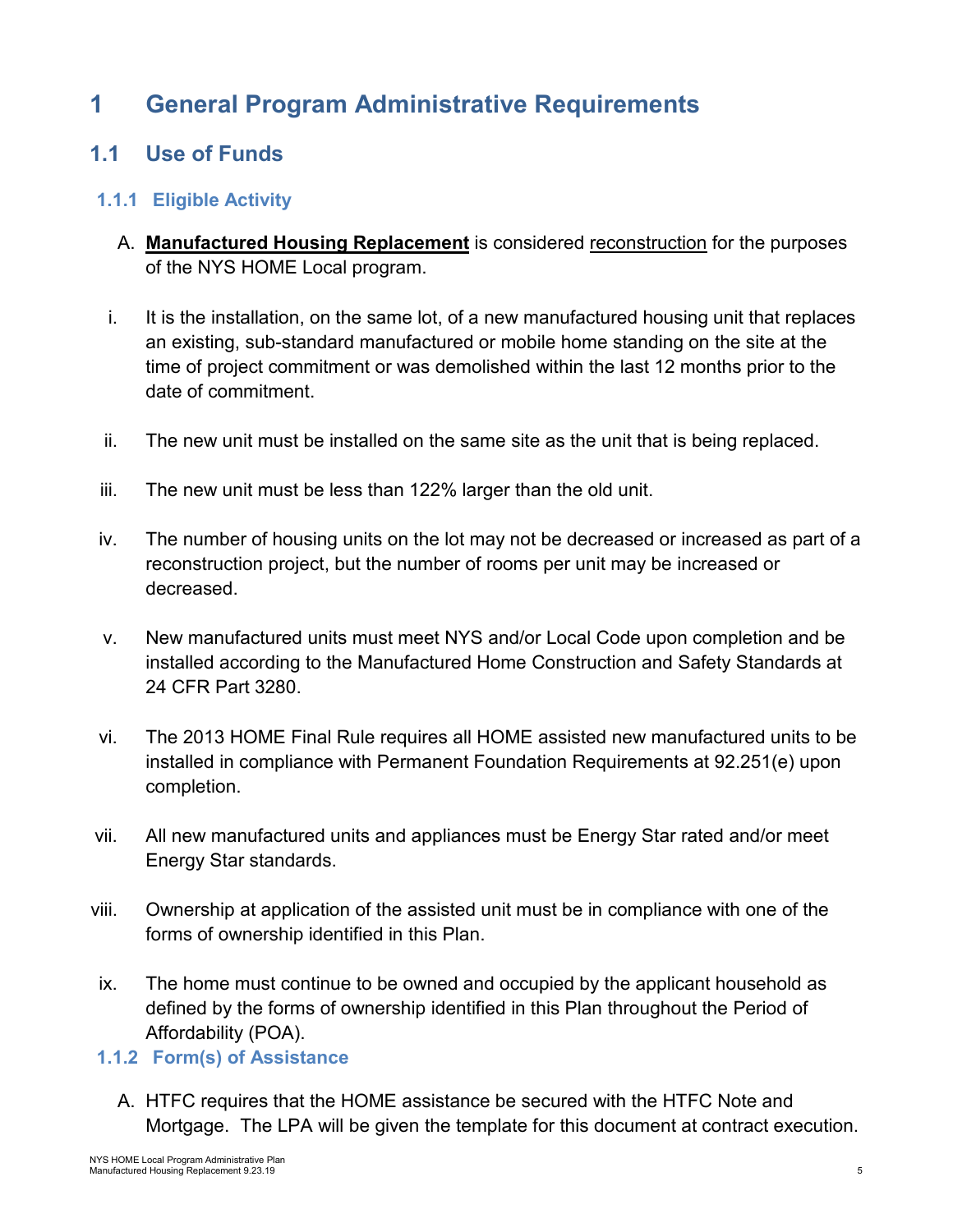# 1 General Program Administrative Requirements

## 1.1 Use of Funds

### 1.1.1 Eligible Activity

A. **Manufactured Housing Replacement** is considered reconstruction for the purposes of the NYS HOME Local program.

i. It is the installation, on the same lot, of a new manufactured housing unit that replaces an existing, sub-standard manufactured or mobile home standing on the site at the time of project commitment or was demolished within the last 12 months prior to the date of commitment.

ii. The new unit must be installed on the same site as the unit that is being replaced.

iii. The new unit must be less than 122% larger than the old unit.

iv. The number of housing units on the lot may not be decreased or increased as part of a reconstruction project, but the number of rooms per unit may be increased or decreased.

v. New manufactured units must meet NYS and/or Local Code upon completion and be installed according to the Manufactured Home Construction and Safety Standards at 24 CFR Part 3280.

vi. The 2013 HOME Final Rule requires all HOME assisted new manufactured units to be installed in compliance with Permanent Foundation Requirements at 92.251(e) upon completion.

vii. All new manufactured units and appliances must be Energy Star rated and/or meet Energy Star standards.

viii. Ownership at application of the assisted unit must be in compliance with one of the forms of ownership identified in this Plan.

ix. The home must continue to be owned and occupied by the applicant household as defined by the forms of ownership identified in this Plan throughout the Period of Affordability (POA).

### 1.1.2 Form(s) of Assistance

A. HTFC requires that the HOME assistance be secured with the HTFC Note and Mortgage. The LPA will be given the template for this document at contract execution.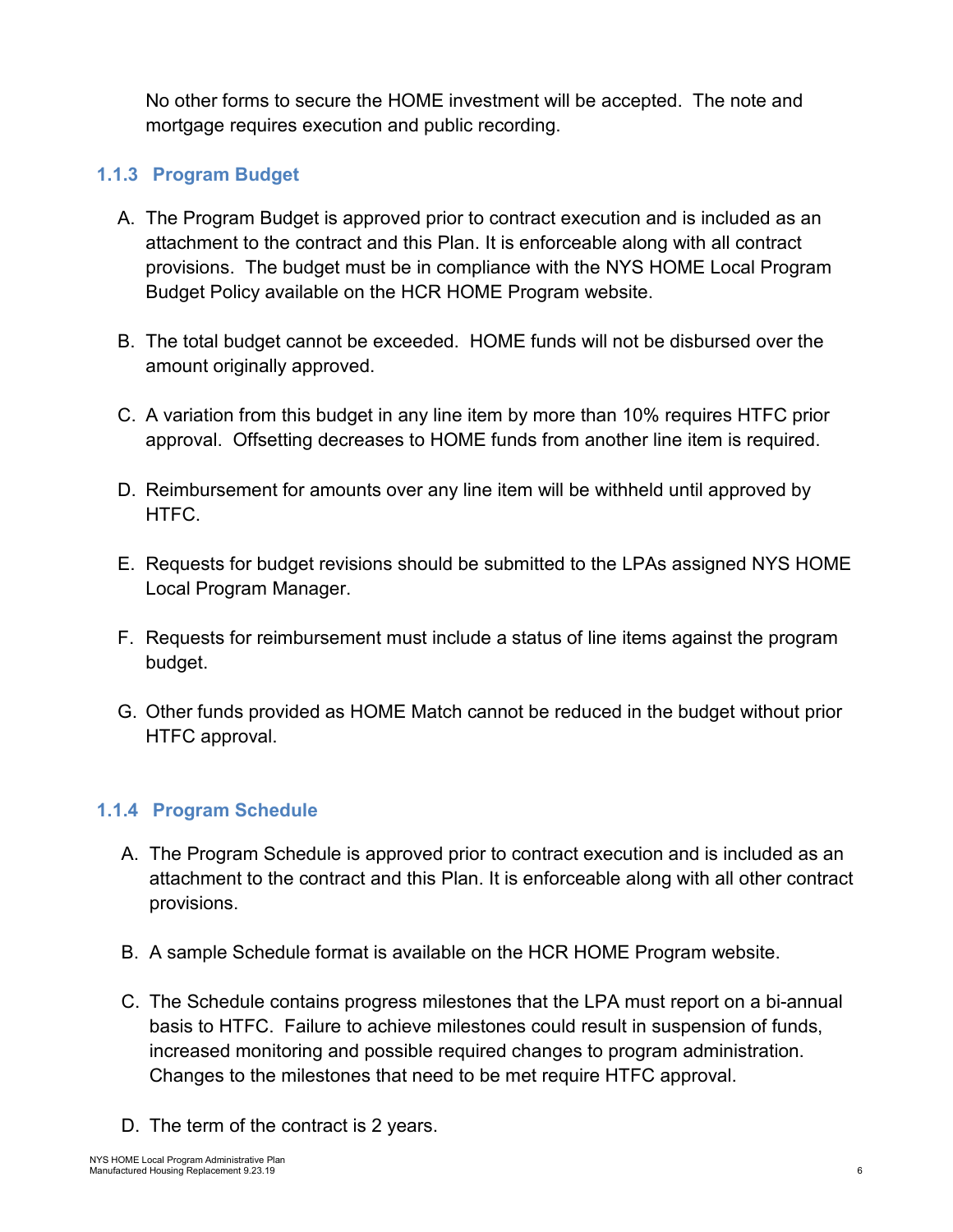No other forms to secure the HOME investment will be accepted. The note and mortgage requires execution and public recording.

### 1.1.3 Program Budget

A. The Program Budget is approved prior to contract execution and is included as an attachment to the contract and this Plan. It is enforceable along with all contract provisions. The budget must be in compliance with the NYS HOME Local Program Budget Policy available on the HCR HOME Program website.

B. The total budget cannot be exceeded. HOME funds will not be disbursed over the amount originally approved.

C. A variation from this budget in any line item by more than 10% requires HTFC prior approval. Offsetting decreases to HOME funds from another line item is required.

D. Reimbursement for amounts over any line item will be withheld until approved by HTFC.

E. Requests for budget revisions should be submitted to the LPAs assigned NYS HOME Local Program Manager.

F. Requests for reimbursement must include a status of line items against the program budget.

G. Other funds provided as HOME Match cannot be reduced in the budget without prior HTFC approval.

### 1.1.4 Program Schedule

A. The Program Schedule is approved prior to contract execution and is included as an attachment to the contract and this Plan. It is enforceable along with all other contract provisions.

B. A sample Schedule format is available on the HCR HOME Program website.

C. The Schedule contains progress milestones that the LPA must report on a bi-annual basis to HTFC. Failure to achieve milestones could result in suspension of funds, increased monitoring and possible required changes to program administration. Changes to the milestones that need to be met require HTFC approval.

D. The term of the contract is 2 years.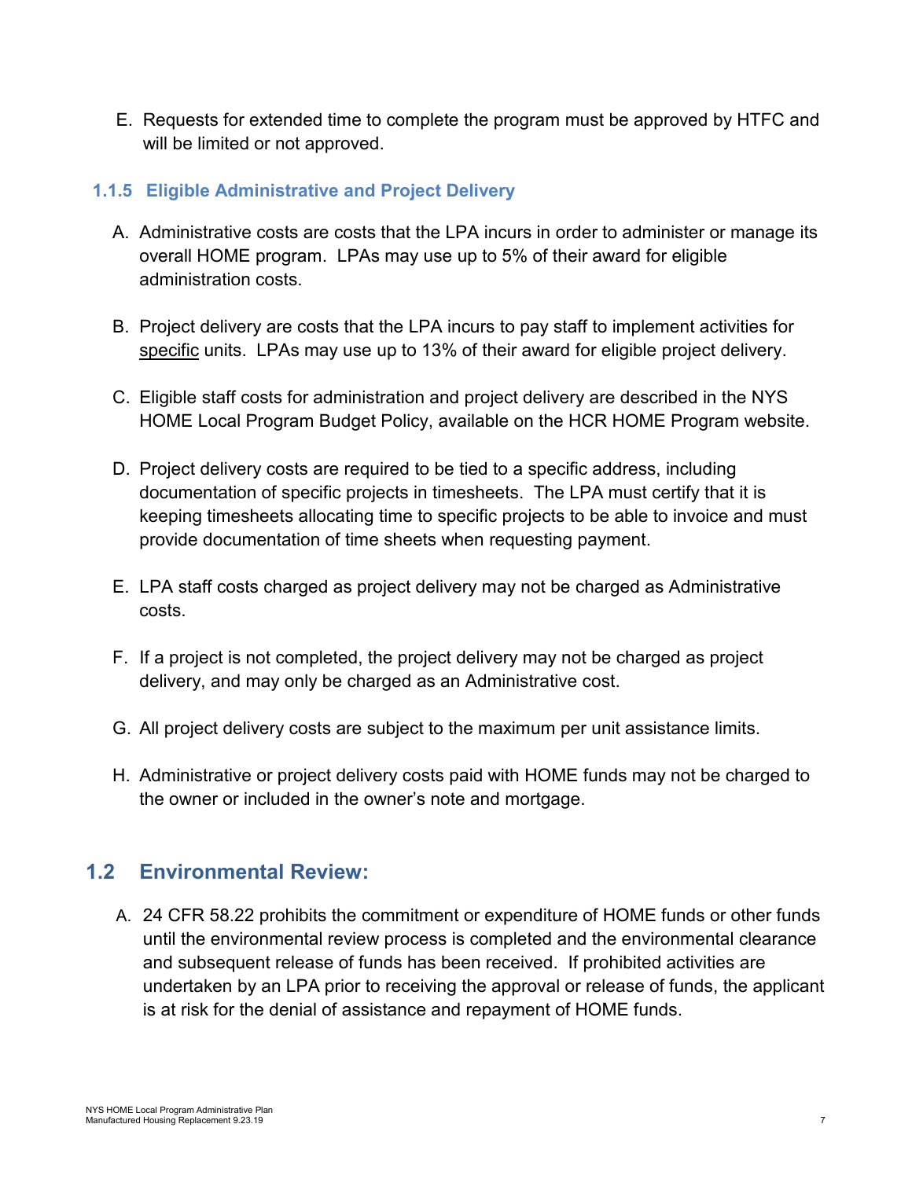E. Requests for extended time to complete the program must be approved by HTFC and will be limited or not approved.

### 1.1.5 Eligible Administrative and Project Delivery

A. Administrative costs are costs that the LPA incurs in order to administer or manage its overall HOME program. LPAs may use up to 5% of their award for eligible administration costs.

B. Project delivery are costs that the LPA incurs to pay staff to implement activities for specific units. LPAs may use up to 13% of their award for eligible project delivery.

C. Eligible staff costs for administration and project delivery are described in the NYS HOME Local Program Budget Policy, available on the HCR HOME Program website.

D. Project delivery costs are required to be tied to a specific address, including documentation of specific projects in timesheets. The LPA must certify that it is keeping timesheets allocating time to specific projects to be able to invoice and must provide documentation of time sheets when requesting payment.

E. LPA staff costs charged as project delivery may not be charged as Administrative costs.

F. If a project is not completed, the project delivery may not be charged as project delivery, and may only be charged as an Administrative cost.

G. All project delivery costs are subject to the maximum per unit assistance limits.

H. Administrative or project delivery costs paid with HOME funds may not be charged to the owner or included in the owner's note and mortgage.

## 1.2 Environmental Review:

A. 24 CFR 58.22 prohibits the commitment or expenditure of HOME funds or other funds until the environmental review process is completed and the environmental clearance and subsequent release of funds has been received. If prohibited activities are undertaken by an LPA prior to receiving the approval or release of funds, the applicant is at risk for the denial of assistance and repayment of HOME funds.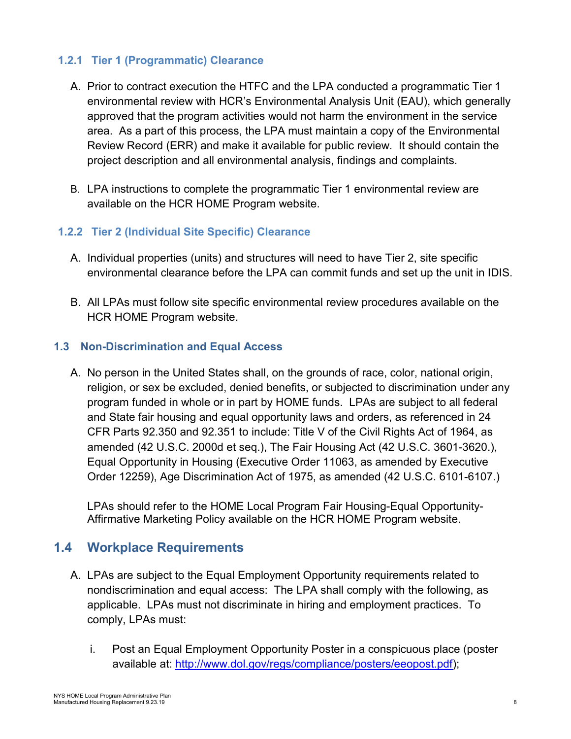### 1.2.1 Tier 1 (Programmatic) Clearance

A. Prior to contract execution the HTFC and the LPA conducted a programmatic Tier 1 environmental review with HCR's Environmental Analysis Unit (EAU), which generally approved that the program activities would not harm the environment in the service area. As a part of this process, the LPA must maintain a copy of the Environmental Review Record (ERR) and make it available for public review. It should contain the project description and all environmental analysis, findings and complaints.

B. LPA instructions to complete the programmatic Tier 1 environmental review are available on the HCR HOME Program website.

### 1.2.2 Tier 2 (Individual Site Specific) Clearance

A. Individual properties (units) and structures will need to have Tier 2, site specific environmental clearance before the LPA can commit funds and set up the unit in IDIS.

B. All LPAs must follow site specific environmental review procedures available on the HCR HOME Program website.

### 1.3 Non-Discrimination and Equal Access

A. No person in the United States shall, on the grounds of race, color, national origin, religion, or sex be excluded, denied benefits, or subjected to discrimination under any program funded in whole or in part by HOME funds. LPAs are subject to all federal and State fair housing and equal opportunity laws and orders, as referenced in 24 CFR Parts 92.350 and 92.351 to include: Title V of the Civil Rights Act of 1964, as amended (42 U.S.C. 2000d et seq.), The Fair Housing Act (42 U.S.C. 3601-3620.), Equal Opportunity in Housing (Executive Order 11063, as amended by Executive Order 12259), Age Discrimination Act of 1975, as amended (42 U.S.C. 6101-6107.)

   LPAs should refer to the HOME Local Program Fair Housing-Equal Opportunity-Affirmative Marketing Policy available on the HCR HOME Program website.

## 1.4 Workplace Requirements

A. LPAs are subject to the Equal Employment Opportunity requirements related to nondiscrimination and equal access: The LPA shall comply with the following, as applicable. LPAs must not discriminate in hiring and employment practices. To comply, LPAs must:

   i. Post an Equal Employment Opportunity Poster in a conspicuous place (poster available at: http://www.dol.gov/regs/compliance/posters/eeopost.pdf);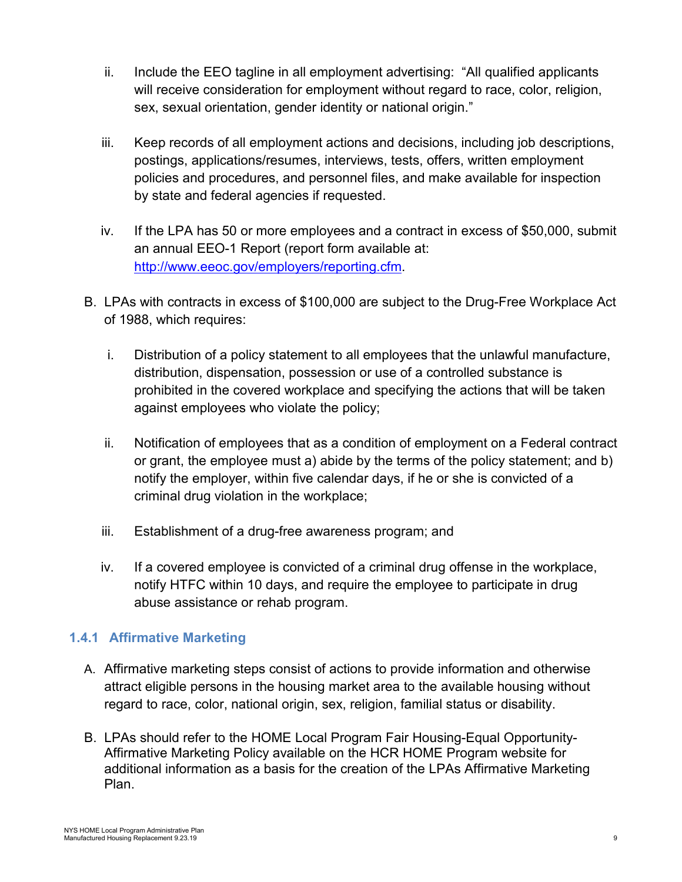ii. Include the EEO tagline in all employment advertising: “All qualified applicants will receive consideration for employment without regard to race, color, religion, sex, sexual orientation, gender identity or national origin.”

iii. Keep records of all employment actions and decisions, including job descriptions, postings, applications/resumes, interviews, tests, offers, written employment policies and procedures, and personnel files, and make available for inspection by state and federal agencies if requested.

iv. If the LPA has 50 or more employees and a contract in excess of $50,000, submit an annual EEO-1 Report (report form available at: [http://www.eeoc.gov/employers/reporting.cfm](http://www.eeoc.gov/employers/reporting.cfm).

B. LPAs with contracts in excess of $100,000 are subject to the Drug-Free Workplace Act of 1988, which requires:

i. Distribution of a policy statement to all employees that the unlawful manufacture, distribution, dispensation, possession or use of a controlled substance is prohibited in the covered workplace and specifying the actions that will be taken against employees who violate the policy;

ii. Notification of employees that as a condition of employment on a Federal contract or grant, the employee must a) abide by the terms of the policy statement; and b) notify the employer, within five calendar days, if he or she is convicted of a criminal drug violation in the workplace;

iii. Establishment of a drug-free awareness program; and

iv. If a covered employee is convicted of a criminal drug offense in the workplace, notify HTFC within 10 days, and require the employee to participate in drug abuse assistance or rehab program.

### 1.4.1 Affirmative Marketing

A. Affirmative marketing steps consist of actions to provide information and otherwise attract eligible persons in the housing market area to the available housing without regard to race, color, national origin, sex, religion, familial status or disability.

B. LPAs should refer to the HOME Local Program Fair Housing-Equal Opportunity-Affirmative Marketing Policy available on the HCR HOME Program website for additional information as a basis for the creation of the LPAs Affirmative Marketing Plan.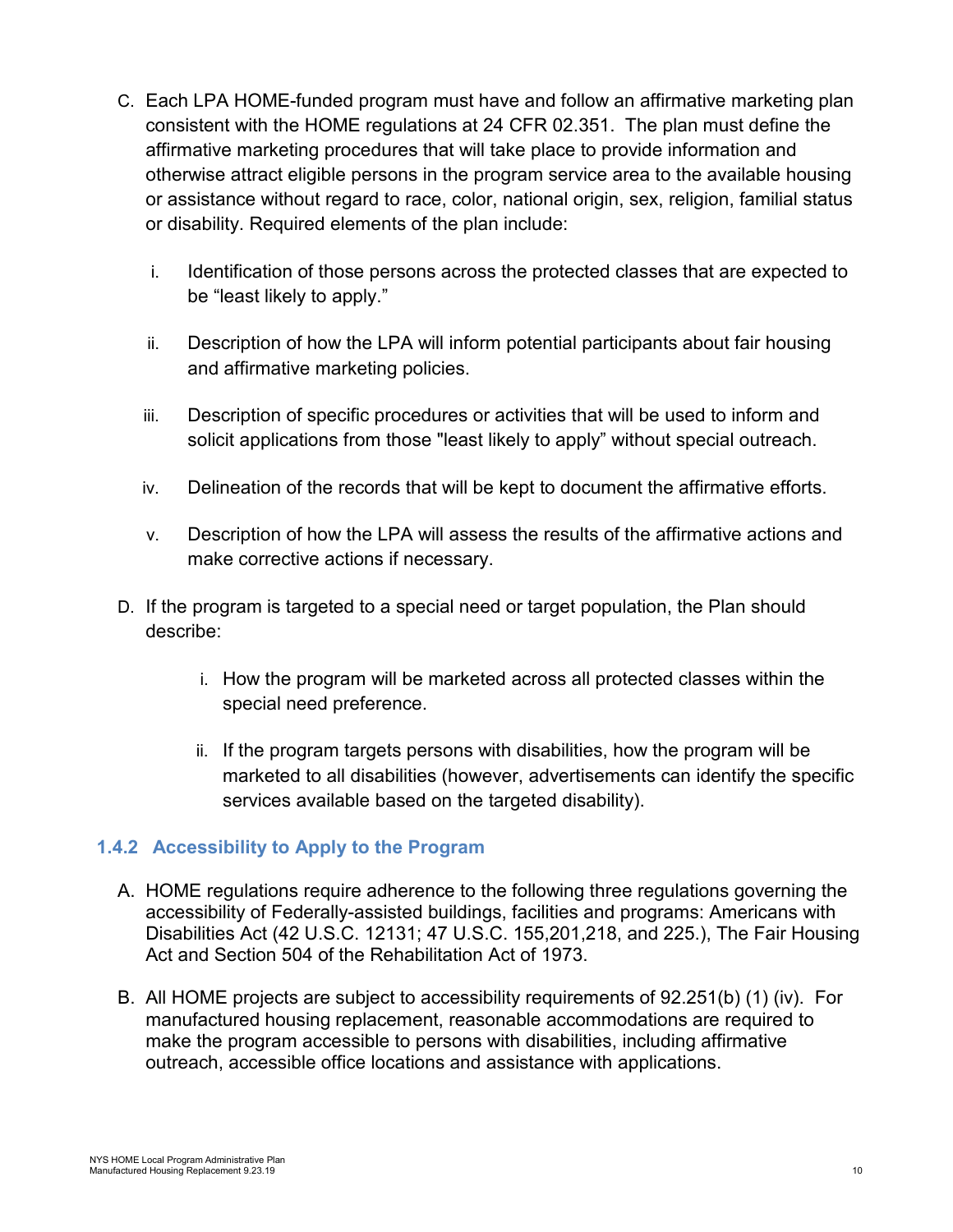C. Each LPA HOME-funded program must have and follow an affirmative marketing plan consistent with the HOME regulations at 24 CFR 02.351. The plan must define the affirmative marketing procedures that will take place to provide information and otherwise attract eligible persons in the program service area to the available housing or assistance without regard to race, color, national origin, sex, religion, familial status or disability. Required elements of the plan include:

   i. Identification of those persons across the protected classes that are expected to be "least likely to apply."

   ii. Description of how the LPA will inform potential participants about fair housing and affirmative marketing policies.

   iii. Description of specific procedures or activities that will be used to inform and solicit applications from those "least likely to apply" without special outreach.

   iv. Delineation of the records that will be kept to document the affirmative efforts.

   v. Description of how the LPA will assess the results of the affirmative actions and make corrective actions if necessary.

D. If the program is targeted to a special need or target population, the Plan should describe:

   i. How the program will be marketed across all protected classes within the special need preference.

   ii. If the program targets persons with disabilities, how the program will be marketed to all disabilities (however, advertisements can identify the specific services available based on the targeted disability).

### 1.4.2 Accessibility to Apply to the Program

A. HOME regulations require adherence to the following three regulations governing the accessibility of Federally-assisted buildings, facilities and programs: Americans with Disabilities Act (42 U.S.C. 12131; 47 U.S.C. 155,201,218, and 225.), The Fair Housing Act and Section 504 of the Rehabilitation Act of 1973.

B. All HOME projects are subject to accessibility requirements of 92.251(b) (1) (iv). For manufactured housing replacement, reasonable accommodations are required to make the program accessible to persons with disabilities, including affirmative outreach, accessible office locations and assistance with applications.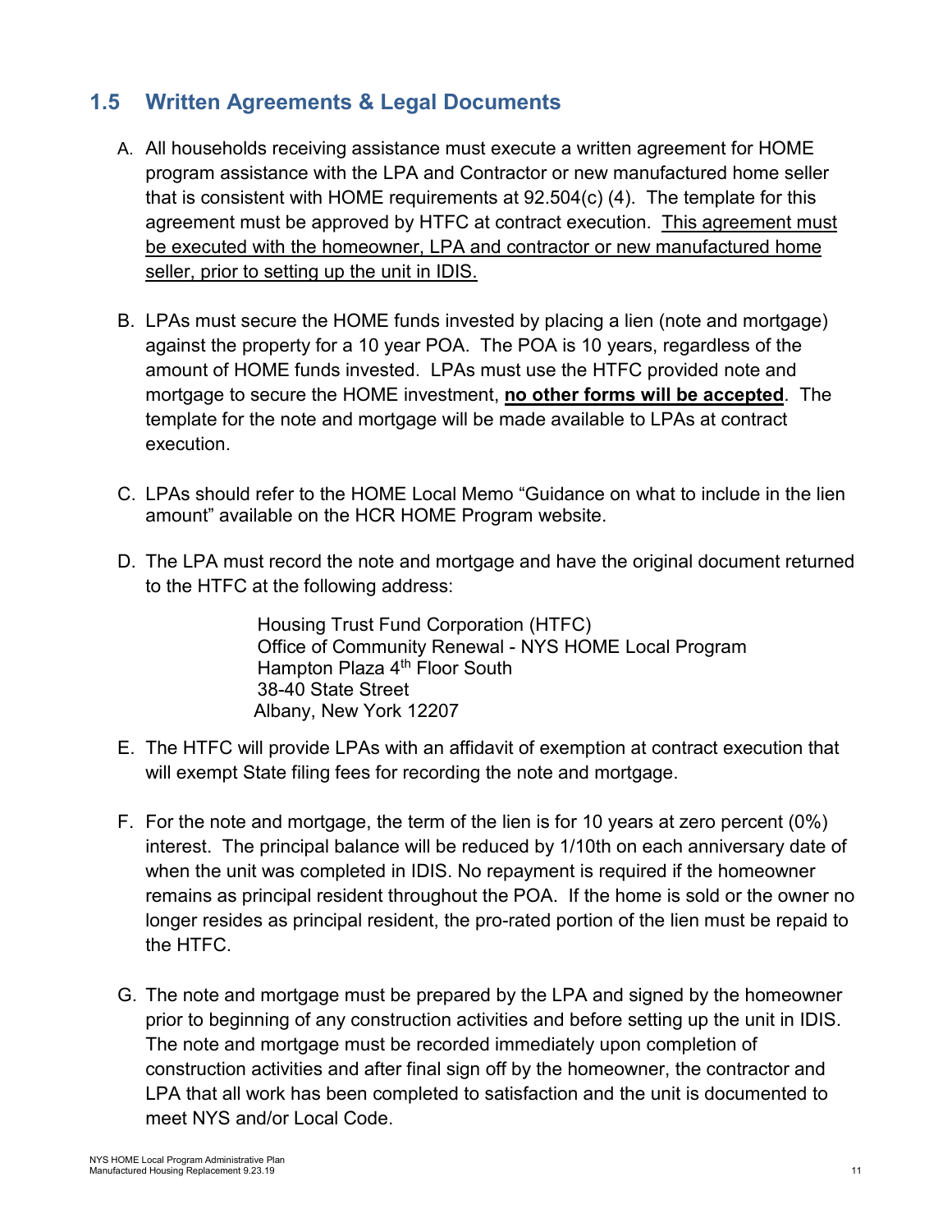## 1.5 Written Agreements & Legal Documents

A. All households receiving assistance must execute a written agreement for HOME program assistance with the LPA and Contractor or new manufactured home seller that is consistent with HOME requirements at 92.504(c) (4). The template for this agreement must be approved by HTFC at contract execution. <u>This agreement must be executed with the homeowner, LPA and contractor or new manufactured home seller, prior to setting up the unit in IDIS.</u>

B. LPAs must secure the HOME funds invested by placing a lien (note and mortgage) against the property for a 10 year POA. The POA is 10 years, regardless of the amount of HOME funds invested. LPAs must use the HTFC provided note and mortgage to secure the HOME investment, <u>**no other forms will be accepted**</u>. The template for the note and mortgage will be made available to LPAs at contract execution.

C. LPAs should refer to the HOME Local Memo "Guidance on what to include in the lien amount" available on the HCR HOME Program website.

D. The LPA must record the note and mortgage and have the original document returned to the HTFC at the following address:

   Housing Trust Fund Corporation (HTFC)
   Office of Community Renewal - NYS HOME Local Program
   Hampton Plaza 4th Floor South
   38-40 State Street
   Albany, New York 12207

E. The HTFC will provide LPAs with an affidavit of exemption at contract execution that will exempt State filing fees for recording the note and mortgage.

F. For the note and mortgage, the term of the lien is for 10 years at zero percent (0%) interest. The principal balance will be reduced by 1/10th on each anniversary date of when the unit was completed in IDIS. No repayment is required if the homeowner remains as principal resident throughout the POA. If the home is sold or the owner no longer resides as principal resident, the pro-rated portion of the lien must be repaid to the HTFC.

G. The note and mortgage must be prepared by the LPA and signed by the homeowner prior to beginning of any construction activities and before setting up the unit in IDIS. The note and mortgage must be recorded immediately upon completion of construction activities and after final sign off by the homeowner, the contractor and LPA that all work has been completed to satisfaction and the unit is documented to meet NYS and/or Local Code.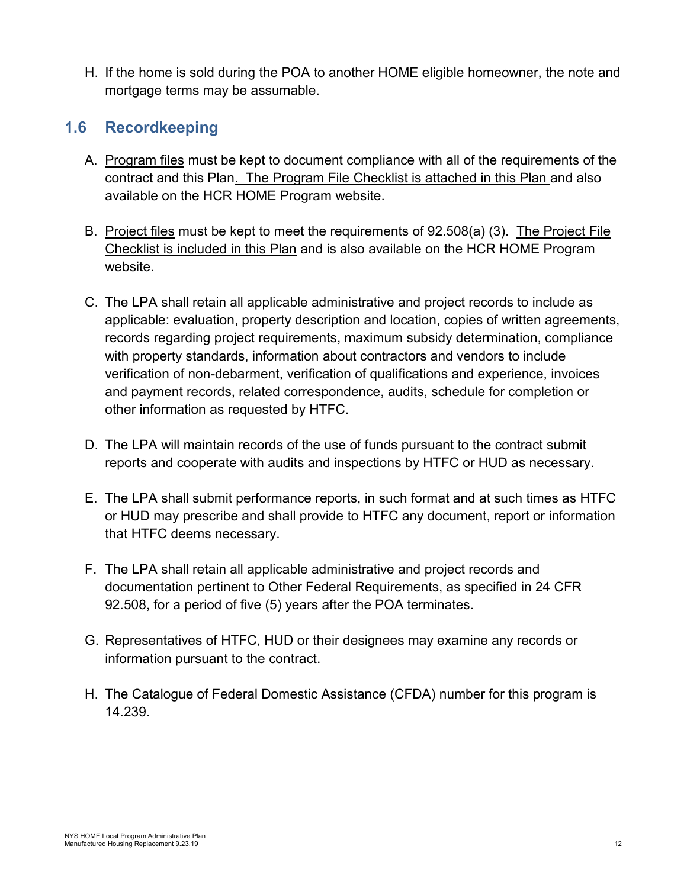H. If the home is sold during the POA to another HOME eligible homeowner, the note and mortgage terms may be assumable.

## 1.6 Recordkeeping

A. Program files must be kept to document compliance with all of the requirements of the contract and this Plan. The Program File Checklist is attached in this Plan and also available on the HCR HOME Program website.

B. Project files must be kept to meet the requirements of 92.508(a) (3). The Project File Checklist is included in this Plan and is also available on the HCR HOME Program website.

C. The LPA shall retain all applicable administrative and project records to include as applicable: evaluation, property description and location, copies of written agreements, records regarding project requirements, maximum subsidy determination, compliance with property standards, information about contractors and vendors to include verification of non-debarment, verification of qualifications and experience, invoices and payment records, related correspondence, audits, schedule for completion or other information as requested by HTFC.

D. The LPA will maintain records of the use of funds pursuant to the contract submit reports and cooperate with audits and inspections by HTFC or HUD as necessary.

E. The LPA shall submit performance reports, in such format and at such times as HTFC or HUD may prescribe and shall provide to HTFC any document, report or information that HTFC deems necessary.

F. The LPA shall retain all applicable administrative and project records and documentation pertinent to Other Federal Requirements, as specified in 24 CFR 92.508, for a period of five (5) years after the POA terminates.

G. Representatives of HTFC, HUD or their designees may examine any records or information pursuant to the contract.

H. The Catalogue of Federal Domestic Assistance (CFDA) number for this program is 14.239.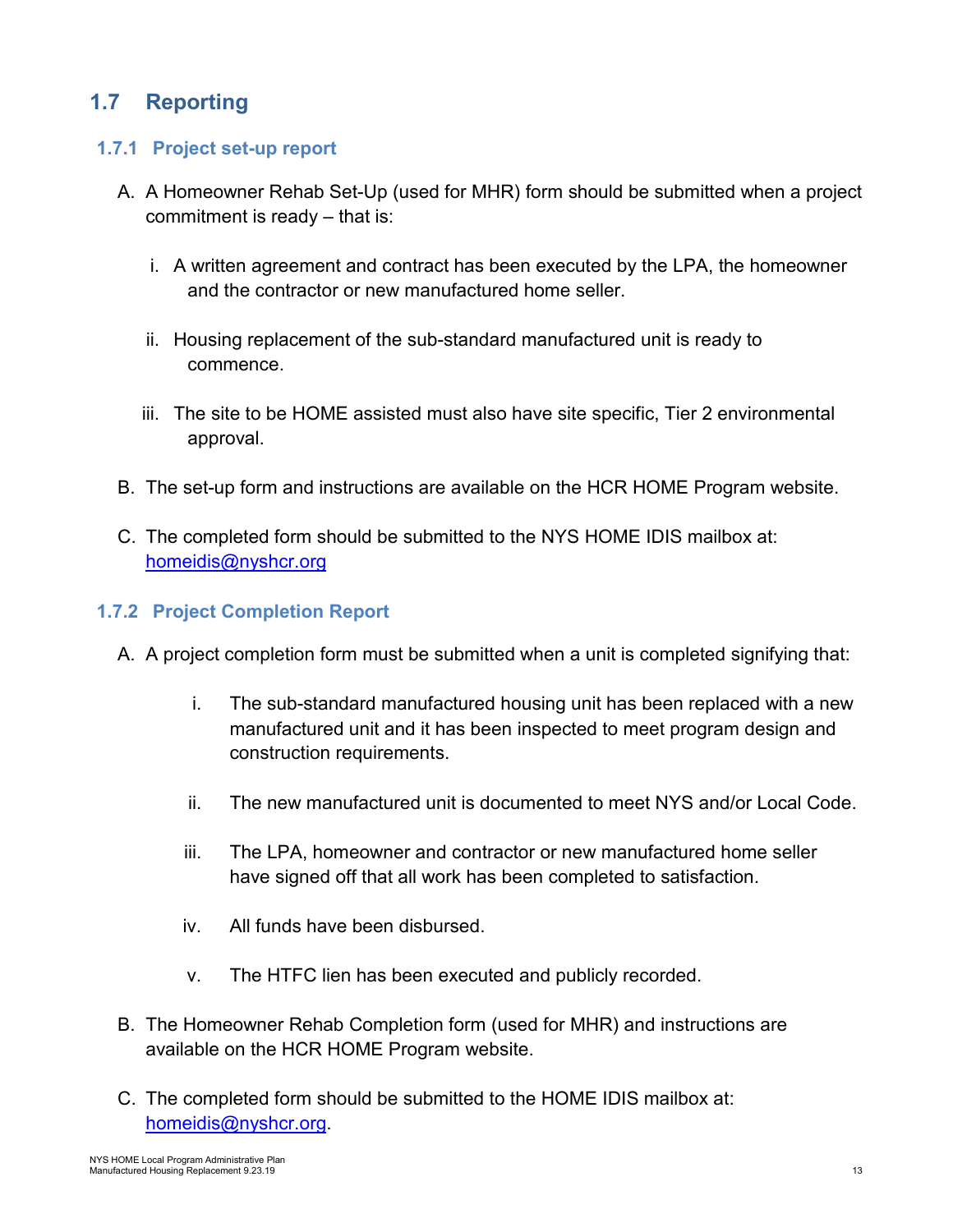## 1.7 Reporting

### 1.7.1 Project set-up report

A. A Homeowner Rehab Set-Up (used for MHR) form should be submitted when a project commitment is ready – that is:

   i. A written agreement and contract has been executed by the LPA, the homeowner and the contractor or new manufactured home seller.

   ii. Housing replacement of the sub-standard manufactured unit is ready to commence.

   iii. The site to be HOME assisted must also have site specific, Tier 2 environmental approval.

B. The set-up form and instructions are available on the HCR HOME Program website.

C. The completed form should be submitted to the NYS HOME IDIS mailbox at: homeidis@nyshcr.org

### 1.7.2 Project Completion Report

A. A project completion form must be submitted when a unit is completed signifying that:

   i. The sub-standard manufactured housing unit has been replaced with a new manufactured unit and it has been inspected to meet program design and construction requirements.

   ii. The new manufactured unit is documented to meet NYS and/or Local Code.

   iii. The LPA, homeowner and contractor or new manufactured home seller have signed off that all work has been completed to satisfaction.

   iv. All funds have been disbursed.

   v. The HTFC lien has been executed and publicly recorded.

B. The Homeowner Rehab Completion form (used for MHR) and instructions are available on the HCR HOME Program website.

C. The completed form should be submitted to the HOME IDIS mailbox at: homeidis@nyshcr.org.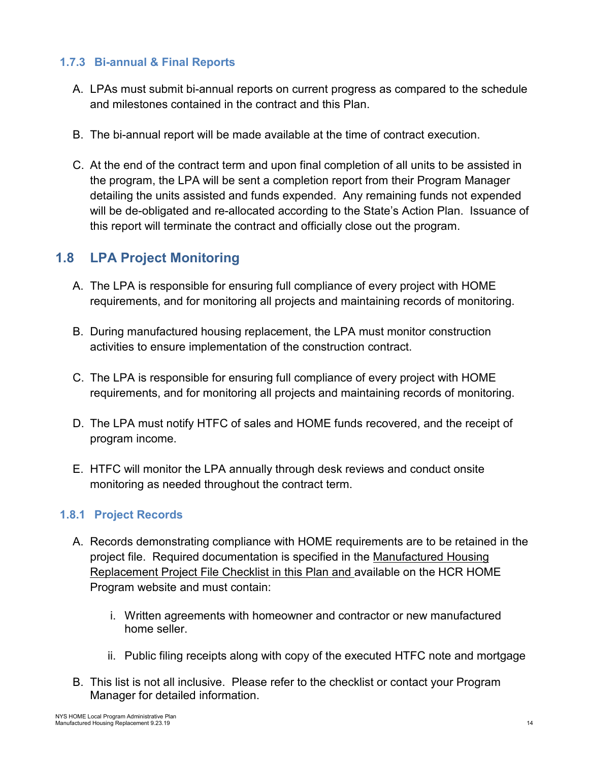### 1.7.3 Bi-annual & Final Reports

A. LPAs must submit bi-annual reports on current progress as compared to the schedule and milestones contained in the contract and this Plan.

B. The bi-annual report will be made available at the time of contract execution.

C. At the end of the contract term and upon final completion of all units to be assisted in the program, the LPA will be sent a completion report from their Program Manager detailing the units assisted and funds expended. Any remaining funds not expended will be de-obligated and re-allocated according to the State's Action Plan. Issuance of this report will terminate the contract and officially close out the program.

## 1.8 LPA Project Monitoring

A. The LPA is responsible for ensuring full compliance of every project with HOME requirements, and for monitoring all projects and maintaining records of monitoring.

B. During manufactured housing replacement, the LPA must monitor construction activities to ensure implementation of the construction contract.

C. The LPA is responsible for ensuring full compliance of every project with HOME requirements, and for monitoring all projects and maintaining records of monitoring.

D. The LPA must notify HTFC of sales and HOME funds recovered, and the receipt of program income.

E. HTFC will monitor the LPA annually through desk reviews and conduct onsite monitoring as needed throughout the contract term.

### 1.8.1 Project Records

A. Records demonstrating compliance with HOME requirements are to be retained in the project file. Required documentation is specified in the Manufactured Housing Replacement Project File Checklist in this Plan and available on the HCR HOME Program website and must contain:

   i. Written agreements with homeowner and contractor or new manufactured home seller.

   ii. Public filing receipts along with copy of the executed HTFC note and mortgage

B. This list is not all inclusive. Please refer to the checklist or contact your Program Manager for detailed information.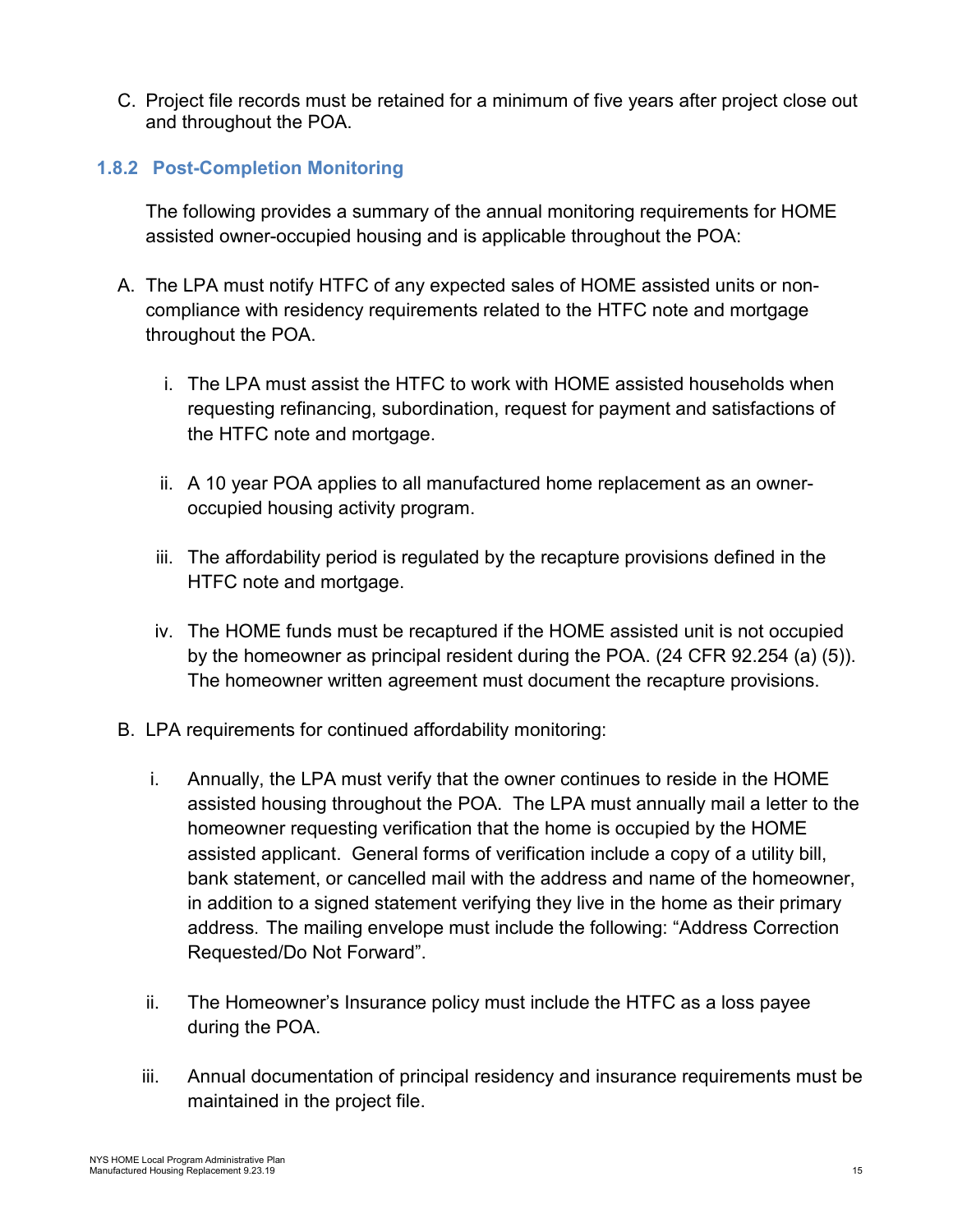C. Project file records must be retained for a minimum of five years after project close out and throughout the POA.

### 1.8.2 Post-Completion Monitoring

The following provides a summary of the annual monitoring requirements for HOME assisted owner-occupied housing and is applicable throughout the POA:

A. The LPA must notify HTFC of any expected sales of HOME assisted units or non-compliance with residency requirements related to the HTFC note and mortgage throughout the POA.

   i. The LPA must assist the HTFC to work with HOME assisted households when requesting refinancing, subordination, request for payment and satisfactions of the HTFC note and mortgage.

   ii. A 10 year POA applies to all manufactured home replacement as an owner-occupied housing activity program.

   iii. The affordability period is regulated by the recapture provisions defined in the HTFC note and mortgage.

   iv. The HOME funds must be recaptured if the HOME assisted unit is not occupied by the homeowner as principal resident during the POA. (24 CFR 92.254 (a) (5)). The homeowner written agreement must document the recapture provisions.

B. LPA requirements for continued affordability monitoring:

   i. Annually, the LPA must verify that the owner continues to reside in the HOME assisted housing throughout the POA. The LPA must annually mail a letter to the homeowner requesting verification that the home is occupied by the HOME assisted applicant. General forms of verification include a copy of a utility bill, bank statement, or cancelled mail with the address and name of the homeowner, in addition to a signed statement verifying they live in the home as their primary address. The mailing envelope must include the following: "Address Correction Requested/Do Not Forward".

   ii. The Homeowner's Insurance policy must include the HTFC as a loss payee during the POA.

   iii. Annual documentation of principal residency and insurance requirements must be maintained in the project file.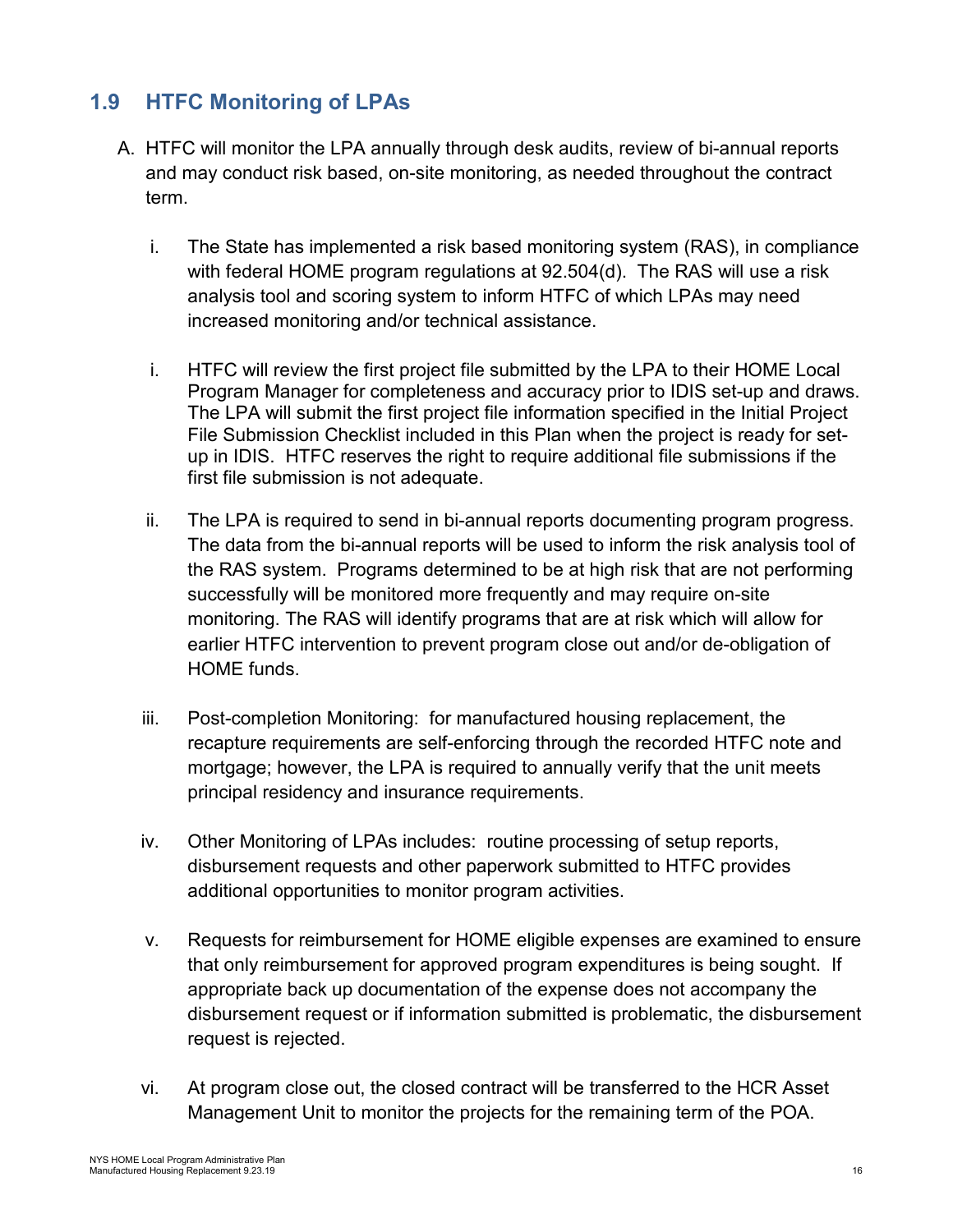## 1.9 HTFC Monitoring of LPAs

A. HTFC will monitor the LPA annually through desk audits, review of bi-annual reports and may conduct risk based, on-site monitoring, as needed throughout the contract term.

   i. The State has implemented a risk based monitoring system (RAS), in compliance with federal HOME program regulations at 92.504(d). The RAS will use a risk analysis tool and scoring system to inform HTFC of which LPAs may need increased monitoring and/or technical assistance.

   i. HTFC will review the first project file submitted by the LPA to their HOME Local Program Manager for completeness and accuracy prior to IDIS set-up and draws. The LPA will submit the first project file information specified in the Initial Project File Submission Checklist included in this Plan when the project is ready for set-up in IDIS. HTFC reserves the right to require additional file submissions if the first file submission is not adequate.

   ii. The LPA is required to send in bi-annual reports documenting program progress. The data from the bi-annual reports will be used to inform the risk analysis tool of the RAS system. Programs determined to be at high risk that are not performing successfully will be monitored more frequently and may require on-site monitoring. The RAS will identify programs that are at risk which will allow for earlier HTFC intervention to prevent program close out and/or de-obligation of HOME funds.

   iii. Post-completion Monitoring: for manufactured housing replacement, the recapture requirements are self-enforcing through the recorded HTFC note and mortgage; however, the LPA is required to annually verify that the unit meets principal residency and insurance requirements.

   iv. Other Monitoring of LPAs includes: routine processing of setup reports, disbursement requests and other paperwork submitted to HTFC provides additional opportunities to monitor program activities.

   v. Requests for reimbursement for HOME eligible expenses are examined to ensure that only reimbursement for approved program expenditures is being sought. If appropriate back up documentation of the expense does not accompany the disbursement request or if information submitted is problematic, the disbursement request is rejected.

   vi. At program close out, the closed contract will be transferred to the HCR Asset Management Unit to monitor the projects for the remaining term of the POA.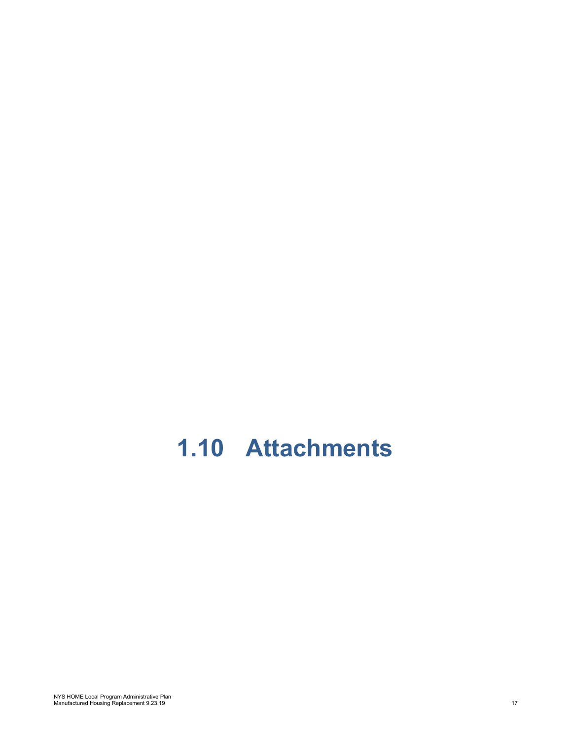# 1.10 Attachments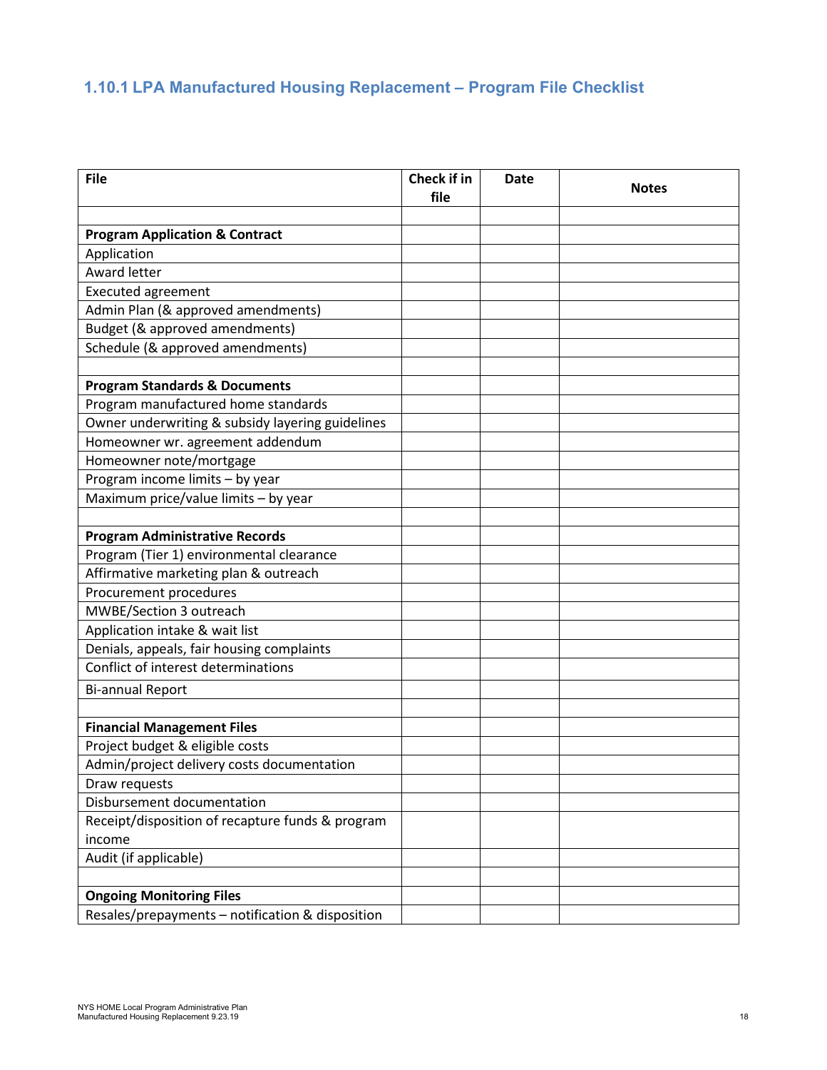### 1.10.1 LPA Manufactured Housing Replacement – Program File Checklist

| File | Check if in file | Date | Notes |
|---|---|---|---|
| | | | |
| **Program Application & Contract** | | | |
| Application | | | |
| Award letter | | | |
| Executed agreement | | | |
| Admin Plan (& approved amendments) | | | |
| Budget (& approved amendments) | | | |
| Schedule (& approved amendments) | | | |
| | | | |
| **Program Standards & Documents** | | | |
| Program manufactured home standards | | | |
| Owner underwriting & subsidy layering guidelines | | | |
| Homeowner wr. agreement addendum | | | |
| Homeowner note/mortgage | | | |
| Program income limits – by year | | | |
| Maximum price/value limits – by year | | | |
| | | | |
| **Program Administrative Records** | | | |
| Program (Tier 1) environmental clearance | | | |
| Affirmative marketing plan & outreach | | | |
| Procurement procedures | | | |
| MWBE/Section 3 outreach | | | |
| Application intake & wait list | | | |
| Denials, appeals, fair housing complaints | | | |
| Conflict of interest determinations | | | |
| Bi-annual Report | | | |
| | | | |
| **Financial Management Files** | | | |
| Project budget & eligible costs | | | |
| Admin/project delivery costs documentation | | | |
| Draw requests | | | |
| Disbursement documentation | | | |
| Receipt/disposition of recapture funds & program income | | | |
| Audit (if applicable) | | | |
| | | | |
| **Ongoing Monitoring Files** | | | |
| Resales/prepayments – notification & disposition | | | |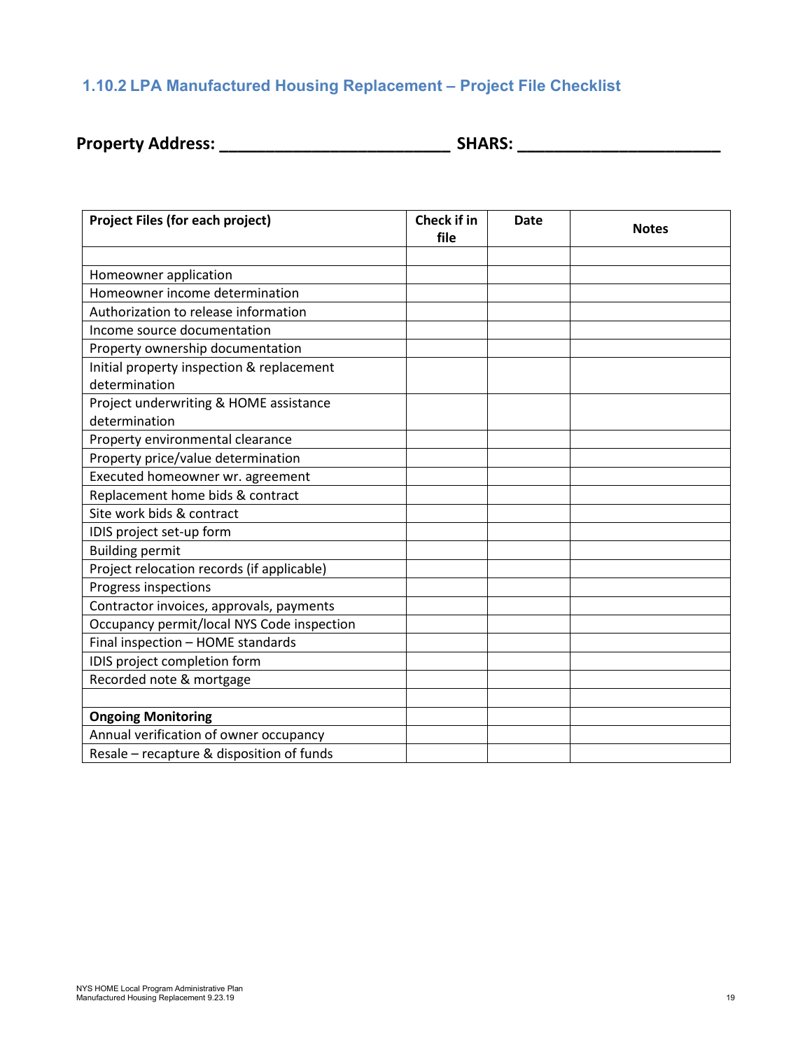### 1.10.2 LPA Manufactured Housing Replacement – Project File Checklist

**Property Address: ___________________________ SHARS: ________________________**

| Project Files (for each project) | Check if in file | Date | Notes |
|---|---|---|---|
| | | | |
| Homeowner application | | | |
| Homeowner income determination | | | |
| Authorization to release information | | | |
| Income source documentation | | | |
| Property ownership documentation | | | |
| Initial property inspection & replacement determination | | | |
| Project underwriting & HOME assistance determination | | | |
| Property environmental clearance | | | |
| Property price/value determination | | | |
| Executed homeowner wr. agreement | | | |
| Replacement home bids & contract | | | |
| Site work bids & contract | | | |
| IDIS project set-up form | | | |
| Building permit | | | |
| Project relocation records (if applicable) | | | |
| Progress inspections | | | |
| Contractor invoices, approvals, payments | | | |
| Occupancy permit/local NYS Code inspection | | | |
| Final inspection – HOME standards | | | |
| IDIS project completion form | | | |
| Recorded note & mortgage | | | |
| | | | |
| **Ongoing Monitoring** | | | |
| Annual verification of owner occupancy | | | |
| Resale – recapture & disposition of funds | | | |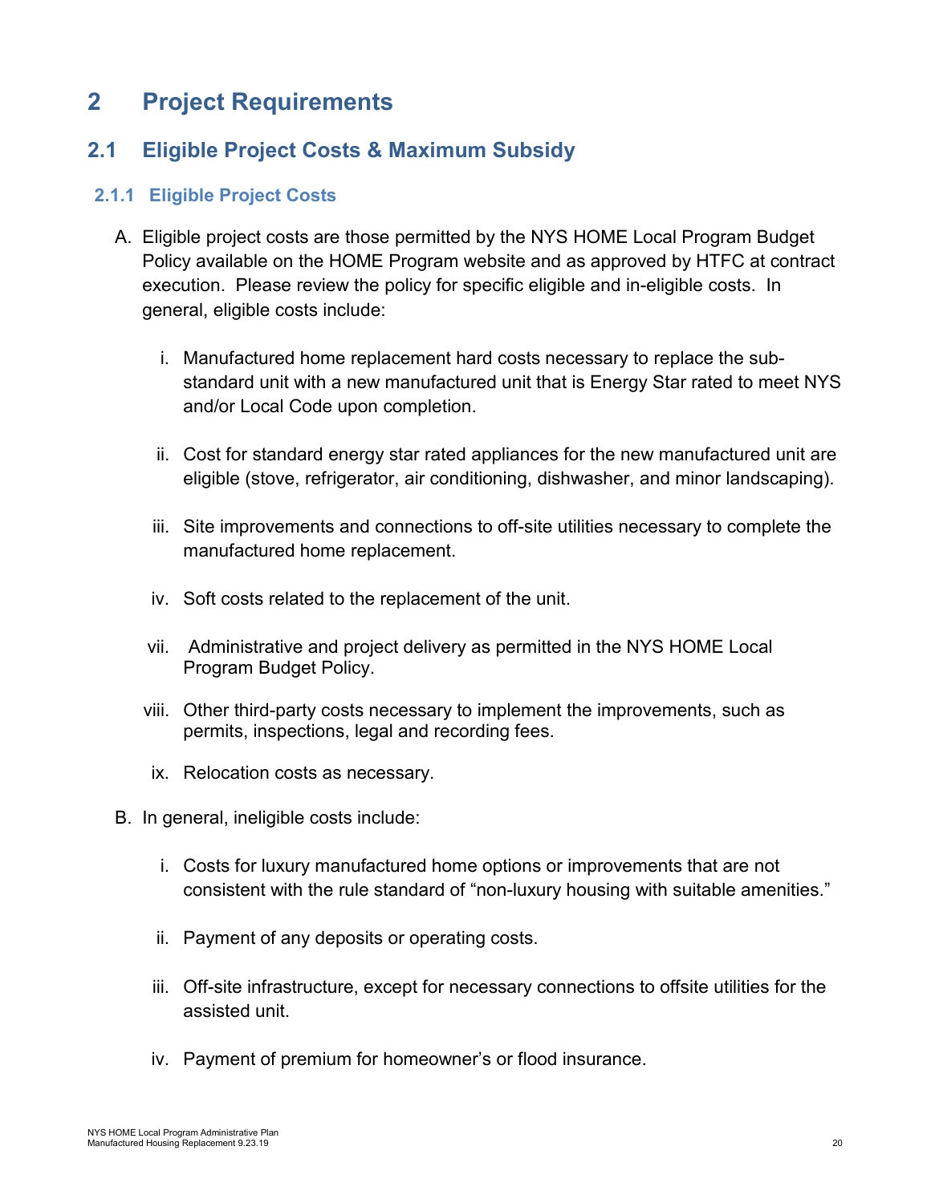# 2 Project Requirements

## 2.1 Eligible Project Costs & Maximum Subsidy

### 2.1.1 Eligible Project Costs

A. Eligible project costs are those permitted by the NYS HOME Local Program Budget Policy available on the HOME Program website and as approved by HTFC at contract execution. Please review the policy for specific eligible and in-eligible costs. In general, eligible costs include:

   i. Manufactured home replacement hard costs necessary to replace the sub-standard unit with a new manufactured unit that is Energy Star rated to meet NYS and/or Local Code upon completion.

   ii. Cost for standard energy star rated appliances for the new manufactured unit are eligible (stove, refrigerator, air conditioning, dishwasher, and minor landscaping).

   iii. Site improvements and connections to off-site utilities necessary to complete the manufactured home replacement.

   iv. Soft costs related to the replacement of the unit.

   vii. Administrative and project delivery as permitted in the NYS HOME Local Program Budget Policy.

   viii. Other third-party costs necessary to implement the improvements, such as permits, inspections, legal and recording fees.

   ix. Relocation costs as necessary.

B. In general, ineligible costs include:

   i. Costs for luxury manufactured home options or improvements that are not consistent with the rule standard of "non-luxury housing with suitable amenities."

   ii. Payment of any deposits or operating costs.

   iii. Off-site infrastructure, except for necessary connections to offsite utilities for the assisted unit.

   iv. Payment of premium for homeowner's or flood insurance.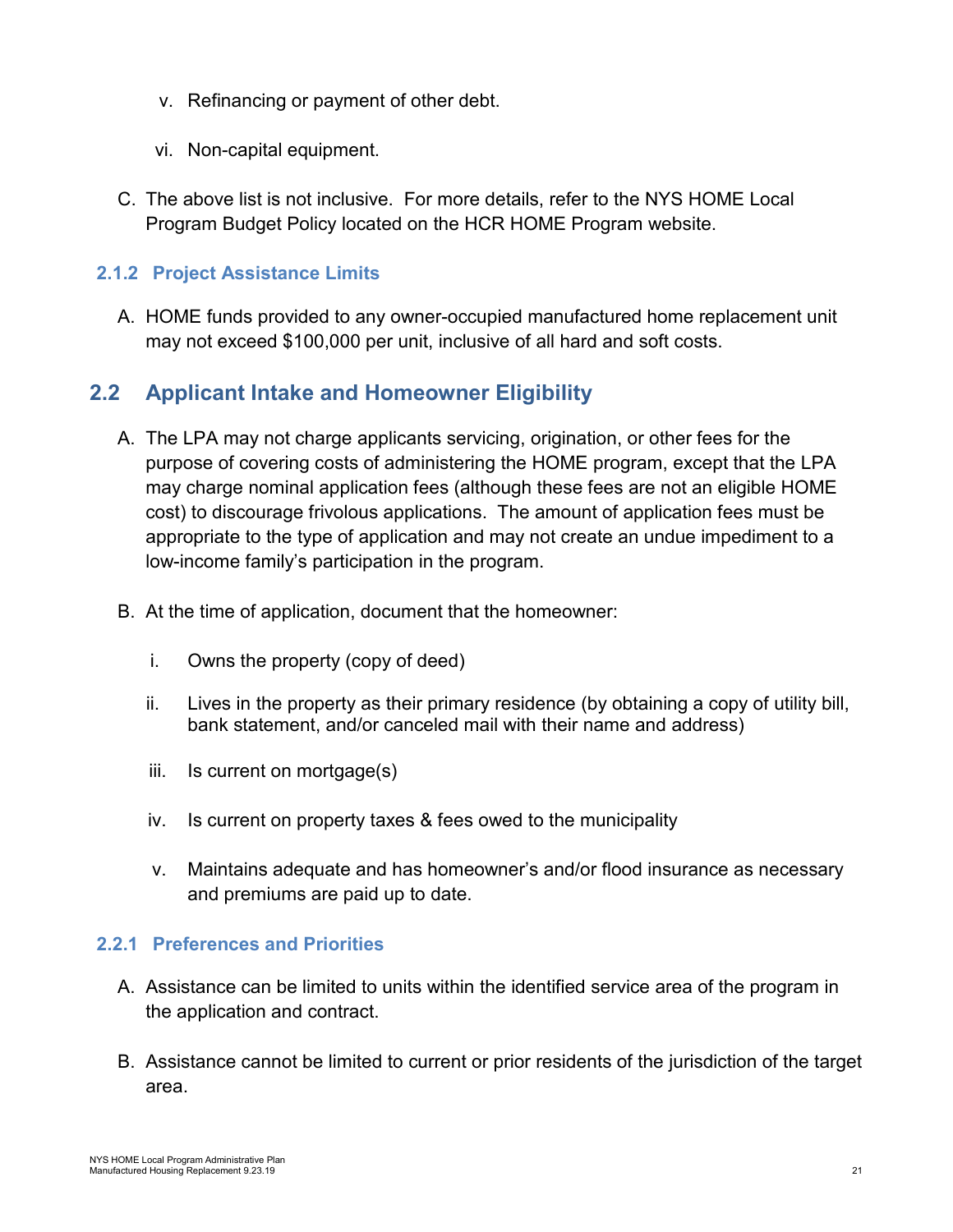v. Refinancing or payment of other debt.

vi. Non-capital equipment.

C. The above list is not inclusive. For more details, refer to the NYS HOME Local Program Budget Policy located on the HCR HOME Program website.

### 2.1.2 Project Assistance Limits

A. HOME funds provided to any owner-occupied manufactured home replacement unit may not exceed $100,000 per unit, inclusive of all hard and soft costs.

## 2.2 Applicant Intake and Homeowner Eligibility

A. The LPA may not charge applicants servicing, origination, or other fees for the purpose of covering costs of administering the HOME program, except that the LPA may charge nominal application fees (although these fees are not an eligible HOME cost) to discourage frivolous applications. The amount of application fees must be appropriate to the type of application and may not create an undue impediment to a low-income family's participation in the program.

B. At the time of application, document that the homeowner:

i. Owns the property (copy of deed)

ii. Lives in the property as their primary residence (by obtaining a copy of utility bill, bank statement, and/or canceled mail with their name and address)

iii. Is current on mortgage(s)

iv. Is current on property taxes & fees owed to the municipality

v. Maintains adequate and has homeowner's and/or flood insurance as necessary and premiums are paid up to date.

### 2.2.1 Preferences and Priorities

A. Assistance can be limited to units within the identified service area of the program in the application and contract.

B. Assistance cannot be limited to current or prior residents of the jurisdiction of the target area.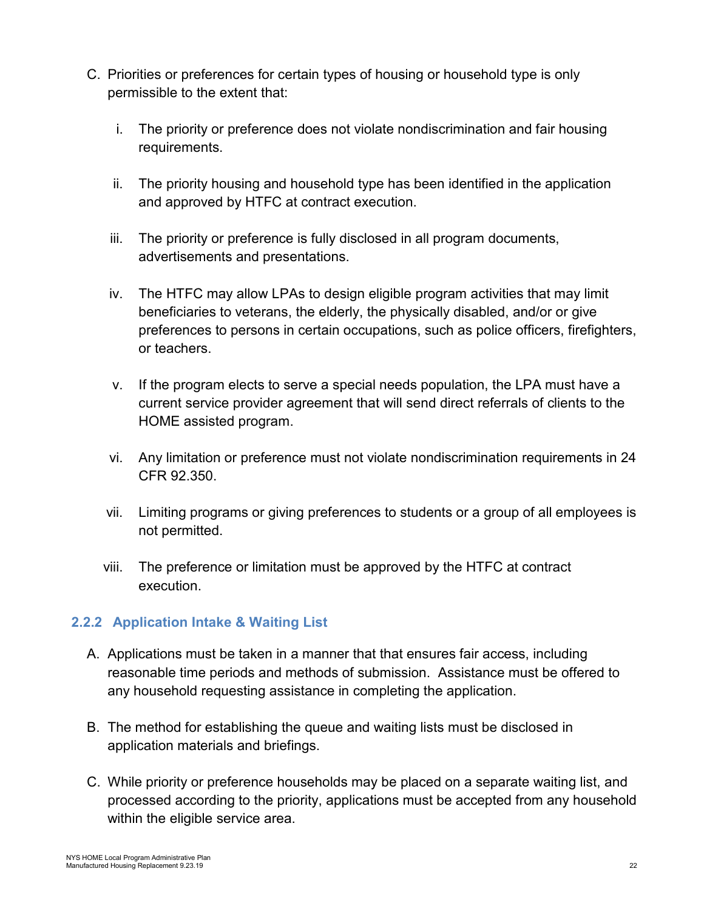C. Priorities or preferences for certain types of housing or household type is only permissible to the extent that:

   i. The priority or preference does not violate nondiscrimination and fair housing requirements.

   ii. The priority housing and household type has been identified in the application and approved by HTFC at contract execution.

   iii. The priority or preference is fully disclosed in all program documents, advertisements and presentations.

   iv. The HTFC may allow LPAs to design eligible program activities that may limit beneficiaries to veterans, the elderly, the physically disabled, and/or or give preferences to persons in certain occupations, such as police officers, firefighters, or teachers.

   v. If the program elects to serve a special needs population, the LPA must have a current service provider agreement that will send direct referrals of clients to the HOME assisted program.

   vi. Any limitation or preference must not violate nondiscrimination requirements in 24 CFR 92.350.

   vii. Limiting programs or giving preferences to students or a group of all employees is not permitted.

   viii. The preference or limitation must be approved by the HTFC at contract execution.

### 2.2.2 Application Intake & Waiting List

A. Applications must be taken in a manner that that ensures fair access, including reasonable time periods and methods of submission. Assistance must be offered to any household requesting assistance in completing the application.

B. The method for establishing the queue and waiting lists must be disclosed in application materials and briefings.

C. While priority or preference households may be placed on a separate waiting list, and processed according to the priority, applications must be accepted from any household within the eligible service area.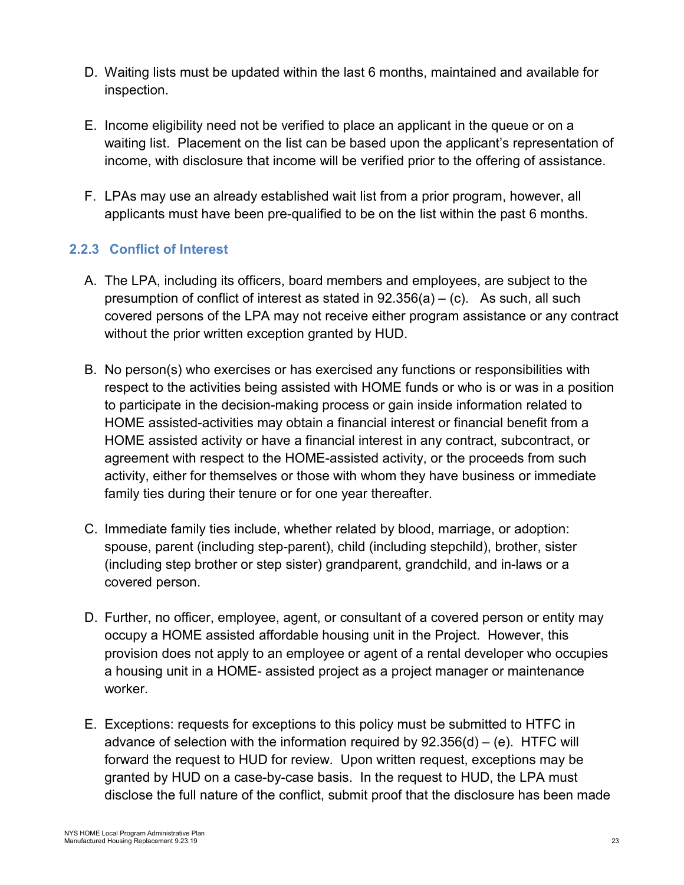D. Waiting lists must be updated within the last 6 months, maintained and available for inspection.

E. Income eligibility need not be verified to place an applicant in the queue or on a waiting list. Placement on the list can be based upon the applicant's representation of income, with disclosure that income will be verified prior to the offering of assistance.

F. LPAs may use an already established wait list from a prior program, however, all applicants must have been pre-qualified to be on the list within the past 6 months.

### 2.2.3 Conflict of Interest

A. The LPA, including its officers, board members and employees, are subject to the presumption of conflict of interest as stated in 92.356(a) – (c). As such, all such covered persons of the LPA may not receive either program assistance or any contract without the prior written exception granted by HUD.

B. No person(s) who exercises or has exercised any functions or responsibilities with respect to the activities being assisted with HOME funds or who is or was in a position to participate in the decision-making process or gain inside information related to HOME assisted-activities may obtain a financial interest or financial benefit from a HOME assisted activity or have a financial interest in any contract, subcontract, or agreement with respect to the HOME-assisted activity, or the proceeds from such activity, either for themselves or those with whom they have business or immediate family ties during their tenure or for one year thereafter.

C. Immediate family ties include, whether related by blood, marriage, or adoption: spouse, parent (including step-parent), child (including stepchild), brother, sister (including step brother or step sister) grandparent, grandchild, and in-laws or a covered person.

D. Further, no officer, employee, agent, or consultant of a covered person or entity may occupy a HOME assisted affordable housing unit in the Project. However, this provision does not apply to an employee or agent of a rental developer who occupies a housing unit in a HOME- assisted project as a project manager or maintenance worker.

E. Exceptions: requests for exceptions to this policy must be submitted to HTFC in advance of selection with the information required by 92.356(d) – (e). HTFC will forward the request to HUD for review. Upon written request, exceptions may be granted by HUD on a case-by-case basis. In the request to HUD, the LPA must disclose the full nature of the conflict, submit proof that the disclosure has been made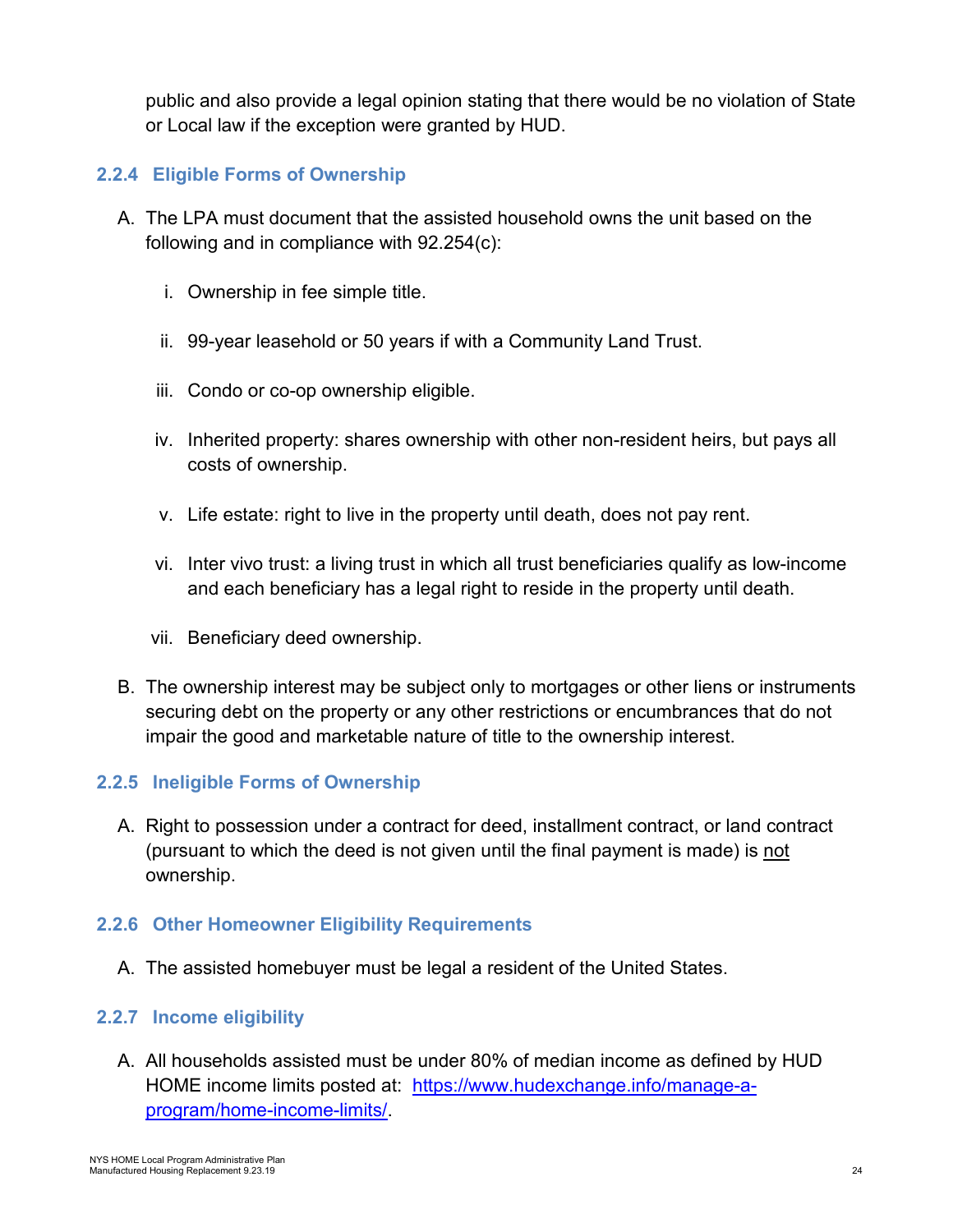public and also provide a legal opinion stating that there would be no violation of State or Local law if the exception were granted by HUD.

### 2.2.4 Eligible Forms of Ownership

A. The LPA must document that the assisted household owns the unit based on the following and in compliance with 92.254(c):

   i. Ownership in fee simple title.

   ii. 99-year leasehold or 50 years if with a Community Land Trust.

   iii. Condo or co-op ownership eligible.

   iv. Inherited property: shares ownership with other non-resident heirs, but pays all costs of ownership.

   v. Life estate: right to live in the property until death, does not pay rent.

   vi. Inter vivo trust: a living trust in which all trust beneficiaries qualify as low-income and each beneficiary has a legal right to reside in the property until death.

   vii. Beneficiary deed ownership.

B. The ownership interest may be subject only to mortgages or other liens or instruments securing debt on the property or any other restrictions or encumbrances that do not impair the good and marketable nature of title to the ownership interest.

### 2.2.5 Ineligible Forms of Ownership

A. Right to possession under a contract for deed, installment contract, or land contract (pursuant to which the deed is not given until the final payment is made) is not ownership.

### 2.2.6 Other Homeowner Eligibility Requirements

A. The assisted homebuyer must be legal a resident of the United States.

### 2.2.7 Income eligibility

A. All households assisted must be under 80% of median income as defined by HUD HOME income limits posted at: [https://www.hudexchange.info/manage-a-program/home-income-limits/](https://www.hudexchange.info/manage-a-program/home-income-limits/).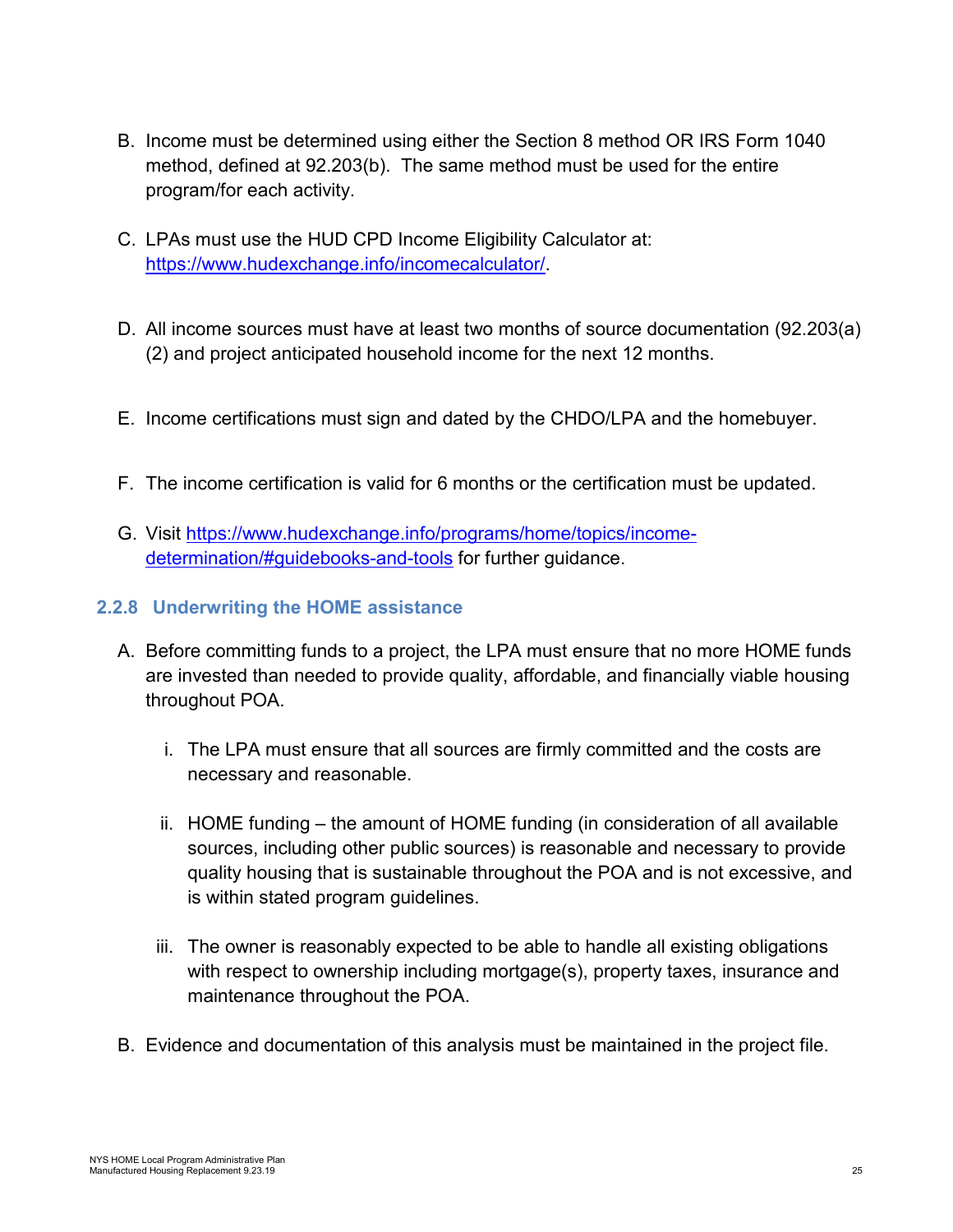B. Income must be determined using either the Section 8 method OR IRS Form 1040 method, defined at 92.203(b). The same method must be used for the entire program/for each activity.

C. LPAs must use the HUD CPD Income Eligibility Calculator at: [https://www.hudexchange.info/incomecalculator/](https://www.hudexchange.info/incomecalculator/).

D. All income sources must have at least two months of source documentation (92.203(a)(2) and project anticipated household income for the next 12 months.

E. Income certifications must sign and dated by the CHDO/LPA and the homebuyer.

F. The income certification is valid for 6 months or the certification must be updated.

G. Visit [https://www.hudexchange.info/programs/home/topics/income-determination/#guidebooks-and-tools](https://www.hudexchange.info/programs/home/topics/income-determination/#guidebooks-and-tools) for further guidance.

### 2.2.8 Underwriting the HOME assistance

A. Before committing funds to a project, the LPA must ensure that no more HOME funds are invested than needed to provide quality, affordable, and financially viable housing throughout POA.

   i. The LPA must ensure that all sources are firmly committed and the costs are necessary and reasonable.

   ii. HOME funding – the amount of HOME funding (in consideration of all available sources, including other public sources) is reasonable and necessary to provide quality housing that is sustainable throughout the POA and is not excessive, and is within stated program guidelines.

   iii. The owner is reasonably expected to be able to handle all existing obligations with respect to ownership including mortgage(s), property taxes, insurance and maintenance throughout the POA.

B. Evidence and documentation of this analysis must be maintained in the project file.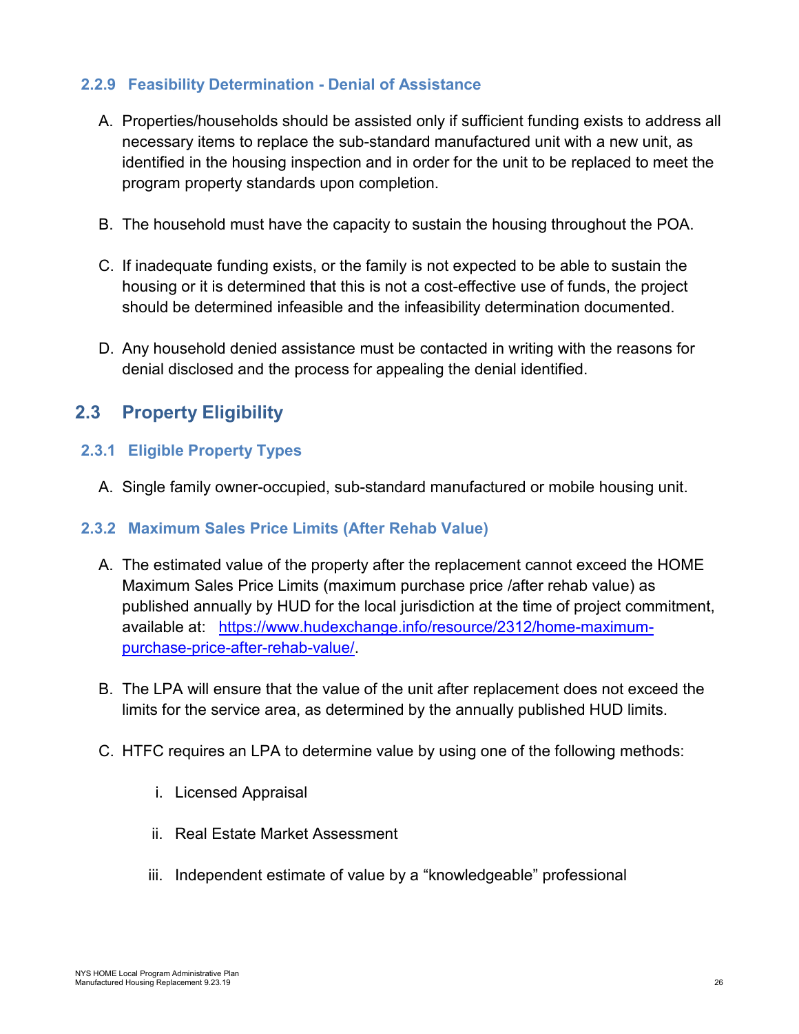### 2.2.9 Feasibility Determination - Denial of Assistance

A. Properties/households should be assisted only if sufficient funding exists to address all necessary items to replace the sub-standard manufactured unit with a new unit, as identified in the housing inspection and in order for the unit to be replaced to meet the program property standards upon completion.

B. The household must have the capacity to sustain the housing throughout the POA.

C. If inadequate funding exists, or the family is not expected to be able to sustain the housing or it is determined that this is not a cost-effective use of funds, the project should be determined infeasible and the infeasibility determination documented.

D. Any household denied assistance must be contacted in writing with the reasons for denial disclosed and the process for appealing the denial identified.

## 2.3 Property Eligibility

### 2.3.1 Eligible Property Types

A. Single family owner-occupied, sub-standard manufactured or mobile housing unit.

### 2.3.2 Maximum Sales Price Limits (After Rehab Value)

A. The estimated value of the property after the replacement cannot exceed the HOME Maximum Sales Price Limits (maximum purchase price /after rehab value) as published annually by HUD for the local jurisdiction at the time of project commitment, available at: [https://www.hudexchange.info/resource/2312/home-maximum-purchase-price-after-rehab-value/](https://www.hudexchange.info/resource/2312/home-maximum-purchase-price-after-rehab-value/).

B. The LPA will ensure that the value of the unit after replacement does not exceed the limits for the service area, as determined by the annually published HUD limits.

C. HTFC requires an LPA to determine value by using one of the following methods:

   i. Licensed Appraisal

   ii. Real Estate Market Assessment

   iii. Independent estimate of value by a "knowledgeable" professional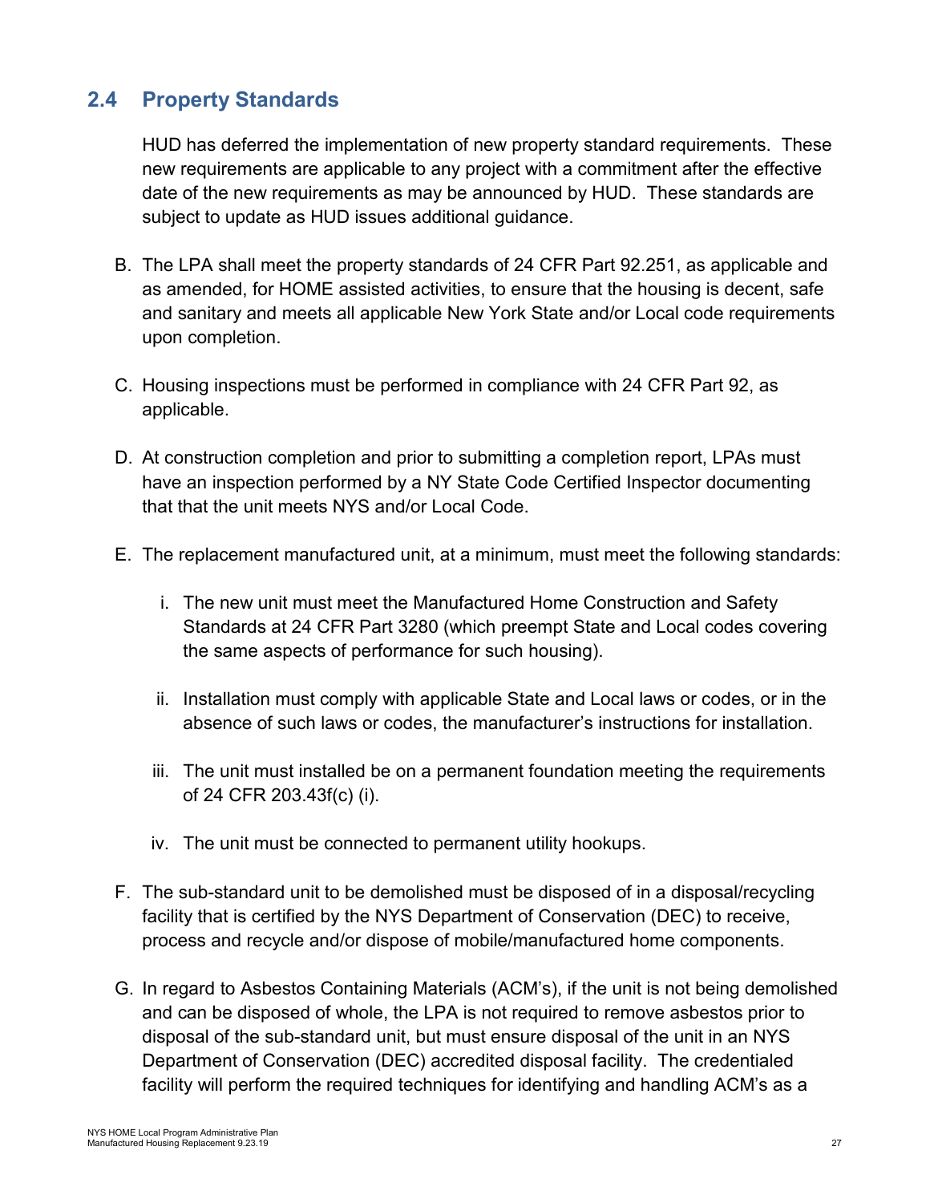## 2.4 Property Standards

HUD has deferred the implementation of new property standard requirements. These new requirements are applicable to any project with a commitment after the effective date of the new requirements as may be announced by HUD. These standards are subject to update as HUD issues additional guidance.

B. The LPA shall meet the property standards of 24 CFR Part 92.251, as applicable and as amended, for HOME assisted activities, to ensure that the housing is decent, safe and sanitary and meets all applicable New York State and/or Local code requirements upon completion.

C. Housing inspections must be performed in compliance with 24 CFR Part 92, as applicable.

D. At construction completion and prior to submitting a completion report, LPAs must have an inspection performed by a NY State Code Certified Inspector documenting that that the unit meets NYS and/or Local Code.

E. The replacement manufactured unit, at a minimum, must meet the following standards:

   i. The new unit must meet the Manufactured Home Construction and Safety Standards at 24 CFR Part 3280 (which preempt State and Local codes covering the same aspects of performance for such housing).

   ii. Installation must comply with applicable State and Local laws or codes, or in the absence of such laws or codes, the manufacturer's instructions for installation.

   iii. The unit must installed be on a permanent foundation meeting the requirements of 24 CFR 203.43f(c) (i).

   iv. The unit must be connected to permanent utility hookups.

F. The sub-standard unit to be demolished must be disposed of in a disposal/recycling facility that is certified by the NYS Department of Conservation (DEC) to receive, process and recycle and/or dispose of mobile/manufactured home components.

G. In regard to Asbestos Containing Materials (ACM's), if the unit is not being demolished and can be disposed of whole, the LPA is not required to remove asbestos prior to disposal of the sub-standard unit, but must ensure disposal of the unit in an NYS Department of Conservation (DEC) accredited disposal facility. The credentialed facility will perform the required techniques for identifying and handling ACM's as a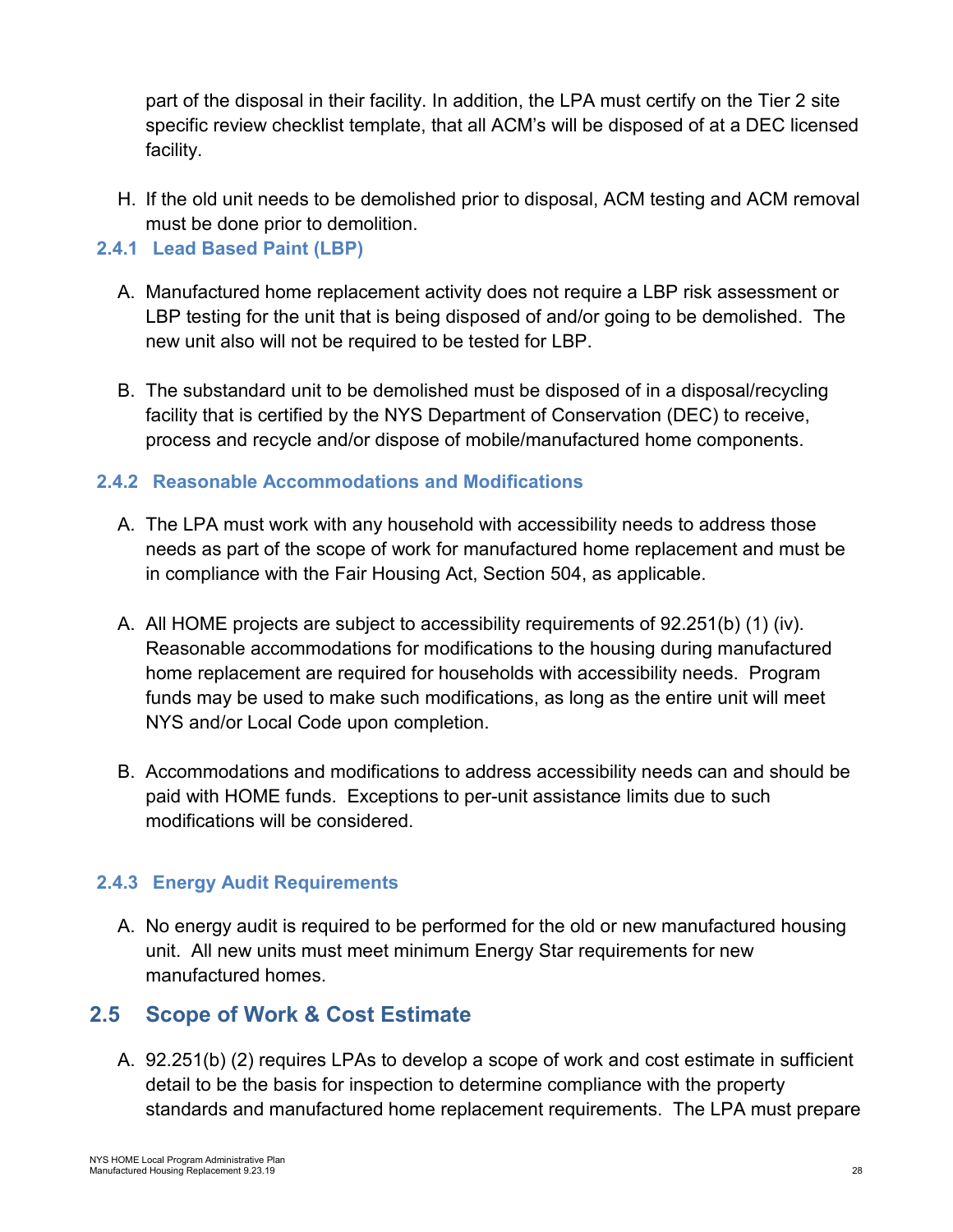part of the disposal in their facility. In addition, the LPA must certify on the Tier 2 site specific review checklist template, that all ACM's will be disposed of at a DEC licensed facility.

H. If the old unit needs to be demolished prior to disposal, ACM testing and ACM removal must be done prior to demolition.

### 2.4.1 Lead Based Paint (LBP)

A. Manufactured home replacement activity does not require a LBP risk assessment or LBP testing for the unit that is being disposed of and/or going to be demolished. The new unit also will not be required to be tested for LBP.

B. The substandard unit to be demolished must be disposed of in a disposal/recycling facility that is certified by the NYS Department of Conservation (DEC) to receive, process and recycle and/or dispose of mobile/manufactured home components.

### 2.4.2 Reasonable Accommodations and Modifications

A. The LPA must work with any household with accessibility needs to address those needs as part of the scope of work for manufactured home replacement and must be in compliance with the Fair Housing Act, Section 504, as applicable.

A. All HOME projects are subject to accessibility requirements of 92.251(b) (1) (iv). Reasonable accommodations for modifications to the housing during manufactured home replacement are required for households with accessibility needs. Program funds may be used to make such modifications, as long as the entire unit will meet NYS and/or Local Code upon completion.

B. Accommodations and modifications to address accessibility needs can and should be paid with HOME funds. Exceptions to per-unit assistance limits due to such modifications will be considered.

### 2.4.3 Energy Audit Requirements

A. No energy audit is required to be performed for the old or new manufactured housing unit. All new units must meet minimum Energy Star requirements for new manufactured homes.

## 2.5 Scope of Work & Cost Estimate

A. 92.251(b) (2) requires LPAs to develop a scope of work and cost estimate in sufficient detail to be the basis for inspection to determine compliance with the property standards and manufactured home replacement requirements. The LPA must prepare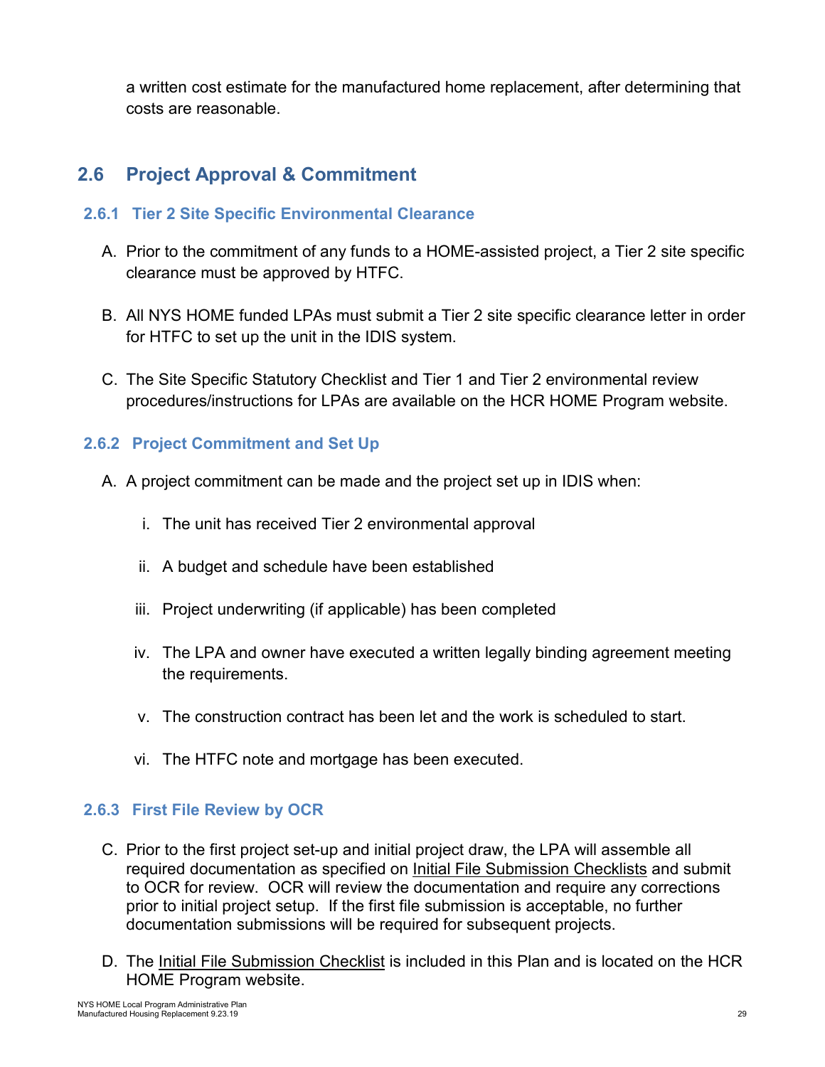a written cost estimate for the manufactured home replacement, after determining that costs are reasonable.

## 2.6 Project Approval & Commitment

### 2.6.1 Tier 2 Site Specific Environmental Clearance

A. Prior to the commitment of any funds to a HOME-assisted project, a Tier 2 site specific clearance must be approved by HTFC.

B. All NYS HOME funded LPAs must submit a Tier 2 site specific clearance letter in order for HTFC to set up the unit in the IDIS system.

C. The Site Specific Statutory Checklist and Tier 1 and Tier 2 environmental review procedures/instructions for LPAs are available on the HCR HOME Program website.

### 2.6.2 Project Commitment and Set Up

A. A project commitment can be made and the project set up in IDIS when:

   i. The unit has received Tier 2 environmental approval

   ii. A budget and schedule have been established

   iii. Project underwriting (if applicable) has been completed

   iv. The LPA and owner have executed a written legally binding agreement meeting the requirements.

   v. The construction contract has been let and the work is scheduled to start.

   vi. The HTFC note and mortgage has been executed.

### 2.6.3 First File Review by OCR

C. Prior to the first project set-up and initial project draw, the LPA will assemble all required documentation as specified on Initial File Submission Checklists and submit to OCR for review. OCR will review the documentation and require any corrections prior to initial project setup. If the first file submission is acceptable, no further documentation submissions will be required for subsequent projects.

D. The Initial File Submission Checklist is included in this Plan and is located on the HCR HOME Program website.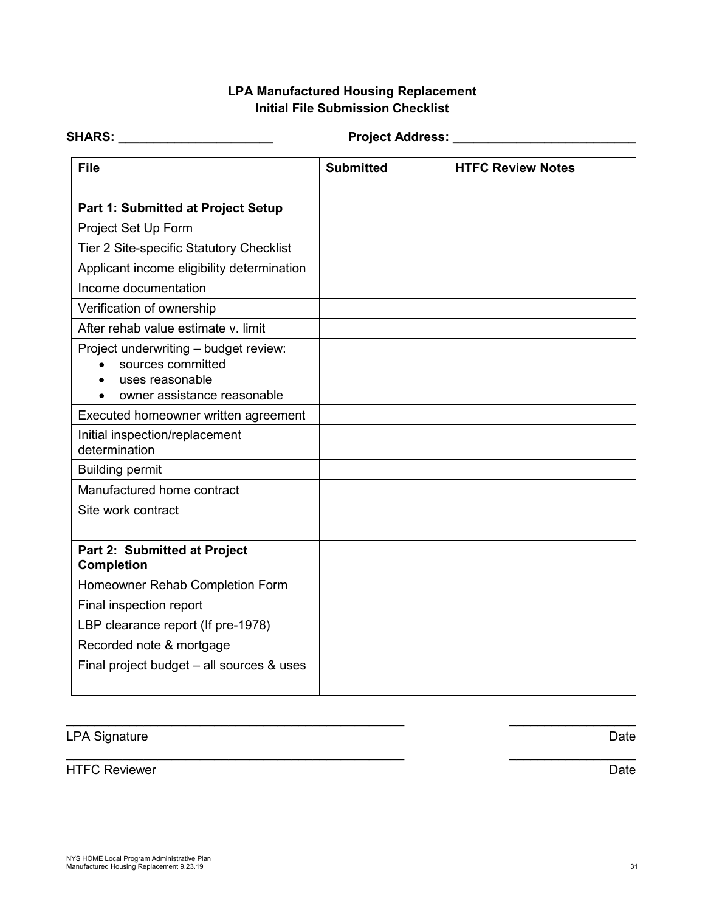## LPA Manufactured Housing Replacement
## Initial File Submission Checklist

**SHARS: ______________________** **Project Address: __________________________**

| File | Submitted | HTFC Review Notes |
|---|---|---|
| | | |
| **Part 1: Submitted at Project Setup** | | |
| Project Set Up Form | | |
| Tier 2 Site-specific Statutory Checklist | | |
| Applicant income eligibility determination | | |
| Income documentation | | |
| Verification of ownership | | |
| After rehab value estimate v. limit | | |
| Project underwriting – budget review:<br>• sources committed<br>• uses reasonable<br>• owner assistance reasonable | | |
| Executed homeowner written agreement | | |
| Initial inspection/replacement determination | | |
| Building permit | | |
| Manufactured home contract | | |
| Site work contract | | |
| | | |
| **Part 2: Submitted at Project Completion** | | |
| Homeowner Rehab Completion Form | | |
| Final inspection report | | |
| LBP clearance report (If pre-1978) | | |
| Recorded note & mortgage | | |
| Final project budget – all sources & uses | | |
| | | |

__________________________________________________ __________________

LPA Signature Date

__________________________________________________ __________________

HTFC Reviewer Date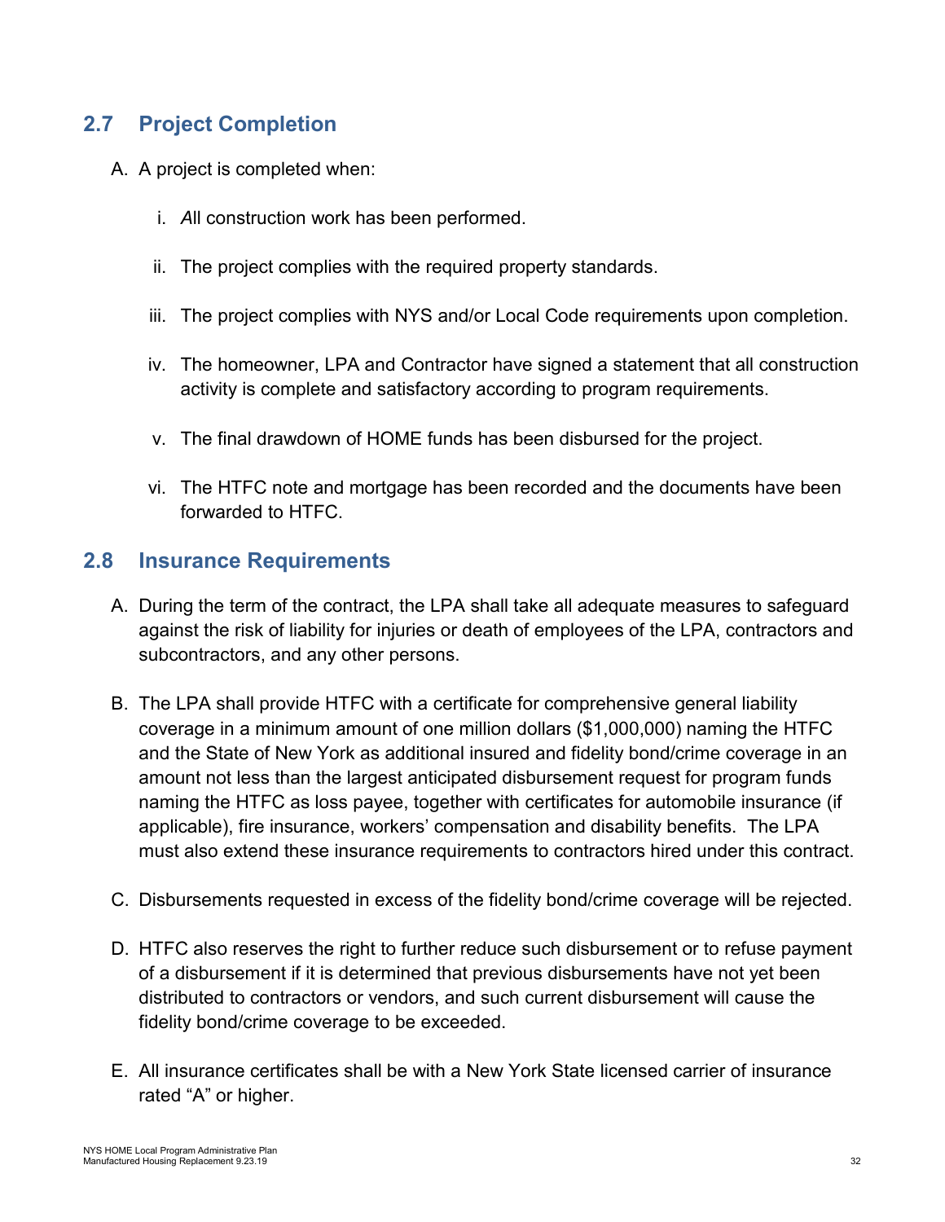## 2.7 Project Completion

A. A project is completed when:

   i. *A*ll construction work has been performed.

   ii. The project complies with the required property standards.

   iii. The project complies with NYS and/or Local Code requirements upon completion.

   iv. The homeowner, LPA and Contractor have signed a statement that all construction activity is complete and satisfactory according to program requirements.

   v. The final drawdown of HOME funds has been disbursed for the project.

   vi. The HTFC note and mortgage has been recorded and the documents have been forwarded to HTFC.

## 2.8 Insurance Requirements

A. During the term of the contract, the LPA shall take all adequate measures to safeguard against the risk of liability for injuries or death of employees of the LPA, contractors and subcontractors, and any other persons.

B. The LPA shall provide HTFC with a certificate for comprehensive general liability coverage in a minimum amount of one million dollars ($1,000,000) naming the HTFC and the State of New York as additional insured and fidelity bond/crime coverage in an amount not less than the largest anticipated disbursement request for program funds naming the HTFC as loss payee, together with certificates for automobile insurance (if applicable), fire insurance, workers' compensation and disability benefits. The LPA must also extend these insurance requirements to contractors hired under this contract.

C. Disbursements requested in excess of the fidelity bond/crime coverage will be rejected.

D. HTFC also reserves the right to further reduce such disbursement or to refuse payment of a disbursement if it is determined that previous disbursements have not yet been distributed to contractors or vendors, and such current disbursement will cause the fidelity bond/crime coverage to be exceeded.

E. All insurance certificates shall be with a New York State licensed carrier of insurance rated "A" or higher.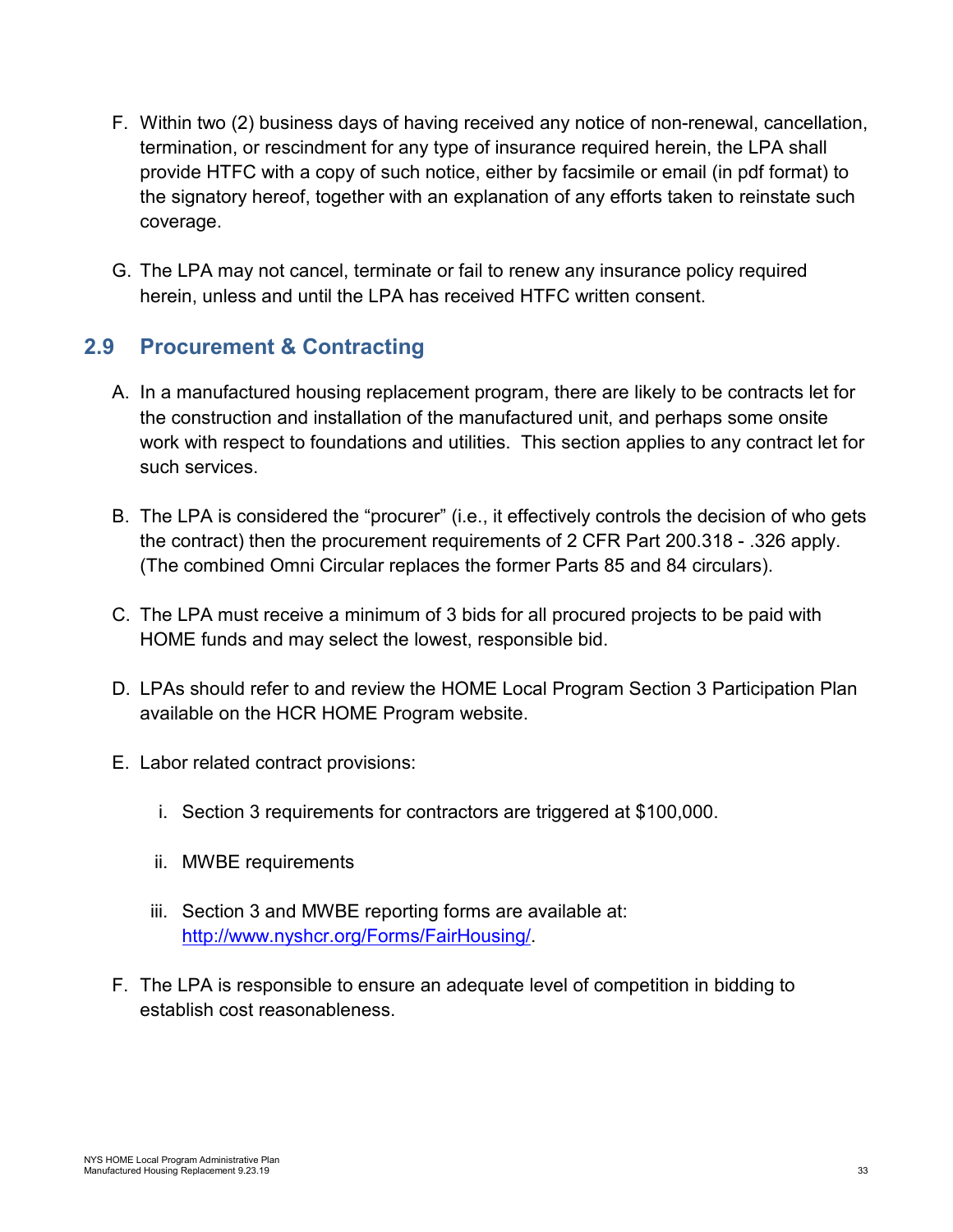F. Within two (2) business days of having received any notice of non-renewal, cancellation, termination, or rescindment for any type of insurance required herein, the LPA shall provide HTFC with a copy of such notice, either by facsimile or email (in pdf format) to the signatory hereof, together with an explanation of any efforts taken to reinstate such coverage.

G. The LPA may not cancel, terminate or fail to renew any insurance policy required herein, unless and until the LPA has received HTFC written consent.

## 2.9 Procurement & Contracting

A. In a manufactured housing replacement program, there are likely to be contracts let for the construction and installation of the manufactured unit, and perhaps some onsite work with respect to foundations and utilities. This section applies to any contract let for such services.

B. The LPA is considered the "procurer" (i.e., it effectively controls the decision of who gets the contract) then the procurement requirements of 2 CFR Part 200.318 - .326 apply. (The combined Omni Circular replaces the former Parts 85 and 84 circulars).

C. The LPA must receive a minimum of 3 bids for all procured projects to be paid with HOME funds and may select the lowest, responsible bid.

D. LPAs should refer to and review the HOME Local Program Section 3 Participation Plan available on the HCR HOME Program website.

E. Labor related contract provisions:

   i. Section 3 requirements for contractors are triggered at $100,000.

   ii. MWBE requirements

   iii. Section 3 and MWBE reporting forms are available at: http://www.nyshcr.org/Forms/FairHousing/.

F. The LPA is responsible to ensure an adequate level of competition in bidding to establish cost reasonableness.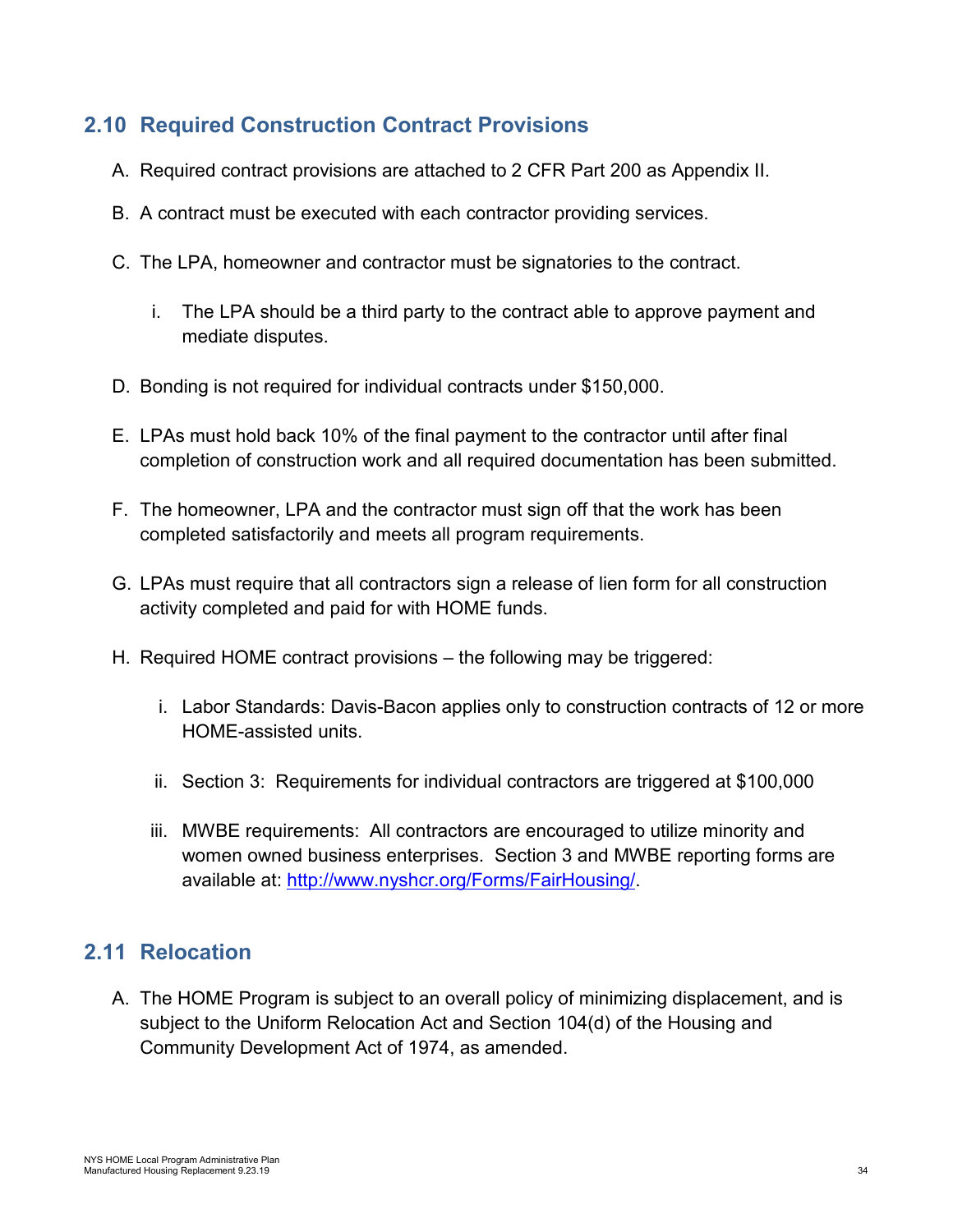## 2.10 Required Construction Contract Provisions

A. Required contract provisions are attached to 2 CFR Part 200 as Appendix II.

B. A contract must be executed with each contractor providing services.

C. The LPA, homeowner and contractor must be signatories to the contract.

   i. The LPA should be a third party to the contract able to approve payment and mediate disputes.

D. Bonding is not required for individual contracts under $150,000.

E. LPAs must hold back 10% of the final payment to the contractor until after final completion of construction work and all required documentation has been submitted.

F. The homeowner, LPA and the contractor must sign off that the work has been completed satisfactorily and meets all program requirements.

G. LPAs must require that all contractors sign a release of lien form for all construction activity completed and paid for with HOME funds.

H. Required HOME contract provisions – the following may be triggered:

   i. Labor Standards: Davis-Bacon applies only to construction contracts of 12 or more HOME-assisted units.

   ii. Section 3: Requirements for individual contractors are triggered at $100,000

   iii. MWBE requirements: All contractors are encouraged to utilize minority and women owned business enterprises. Section 3 and MWBE reporting forms are available at: [http://www.nyshcr.org/Forms/FairHousing/](http://www.nyshcr.org/Forms/FairHousing/).

## 2.11 Relocation

A. The HOME Program is subject to an overall policy of minimizing displacement, and is subject to the Uniform Relocation Act and Section 104(d) of the Housing and Community Development Act of 1974, as amended.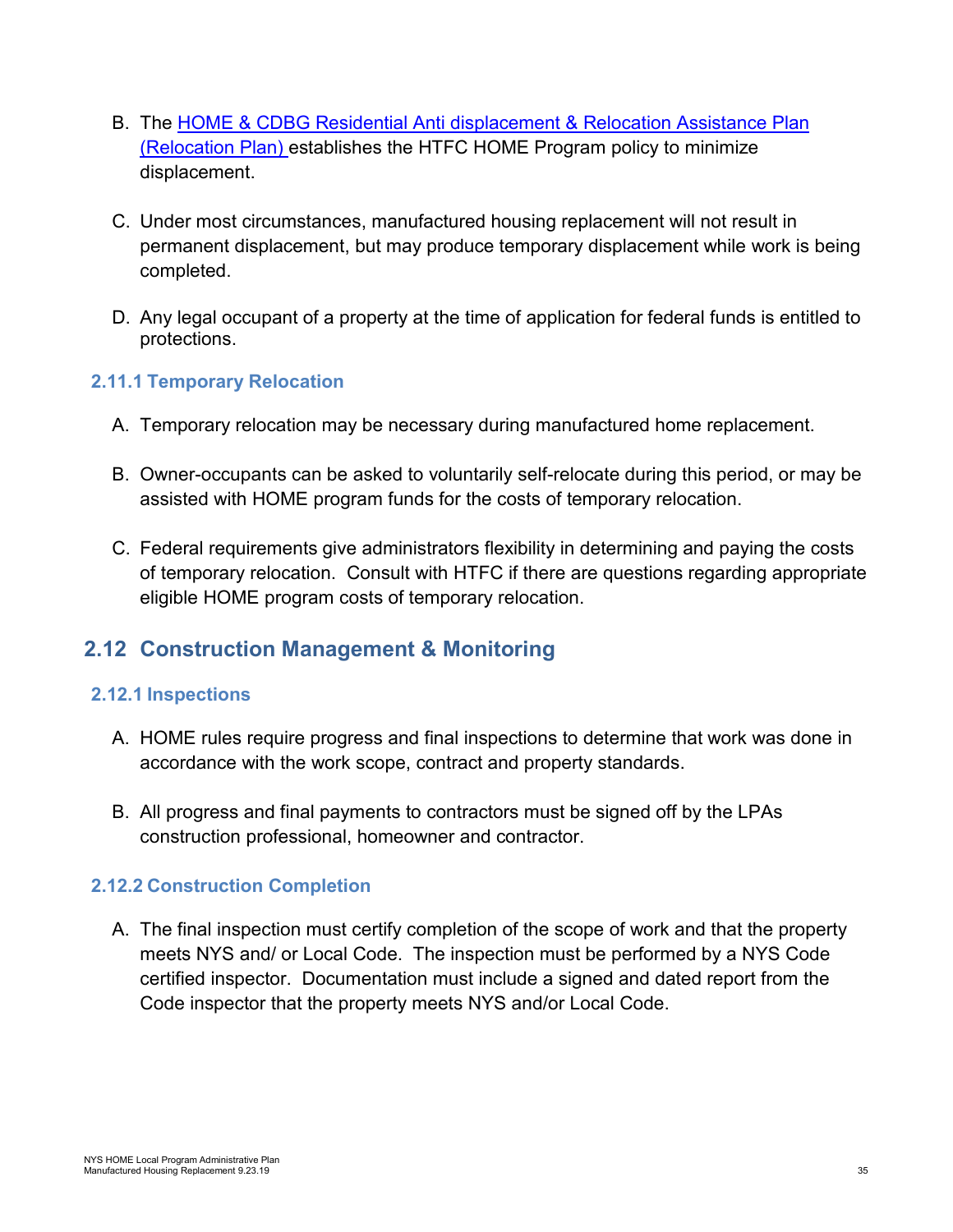B. The [HOME & CDBG Residential Anti displacement & Relocation Assistance Plan (Relocation Plan)](#) establishes the HTFC HOME Program policy to minimize displacement.

C. Under most circumstances, manufactured housing replacement will not result in permanent displacement, but may produce temporary displacement while work is being completed.

D. Any legal occupant of a property at the time of application for federal funds is entitled to protections.

### 2.11.1 Temporary Relocation

A. Temporary relocation may be necessary during manufactured home replacement.

B. Owner-occupants can be asked to voluntarily self-relocate during this period, or may be assisted with HOME program funds for the costs of temporary relocation.

C. Federal requirements give administrators flexibility in determining and paying the costs of temporary relocation. Consult with HTFC if there are questions regarding appropriate eligible HOME program costs of temporary relocation.

## 2.12 Construction Management & Monitoring

### 2.12.1 Inspections

A. HOME rules require progress and final inspections to determine that work was done in accordance with the work scope, contract and property standards.

B. All progress and final payments to contractors must be signed off by the LPAs construction professional, homeowner and contractor.

### 2.12.2 Construction Completion

A. The final inspection must certify completion of the scope of work and that the property meets NYS and/ or Local Code. The inspection must be performed by a NYS Code certified inspector. Documentation must include a signed and dated report from the Code inspector that the property meets NYS and/or Local Code.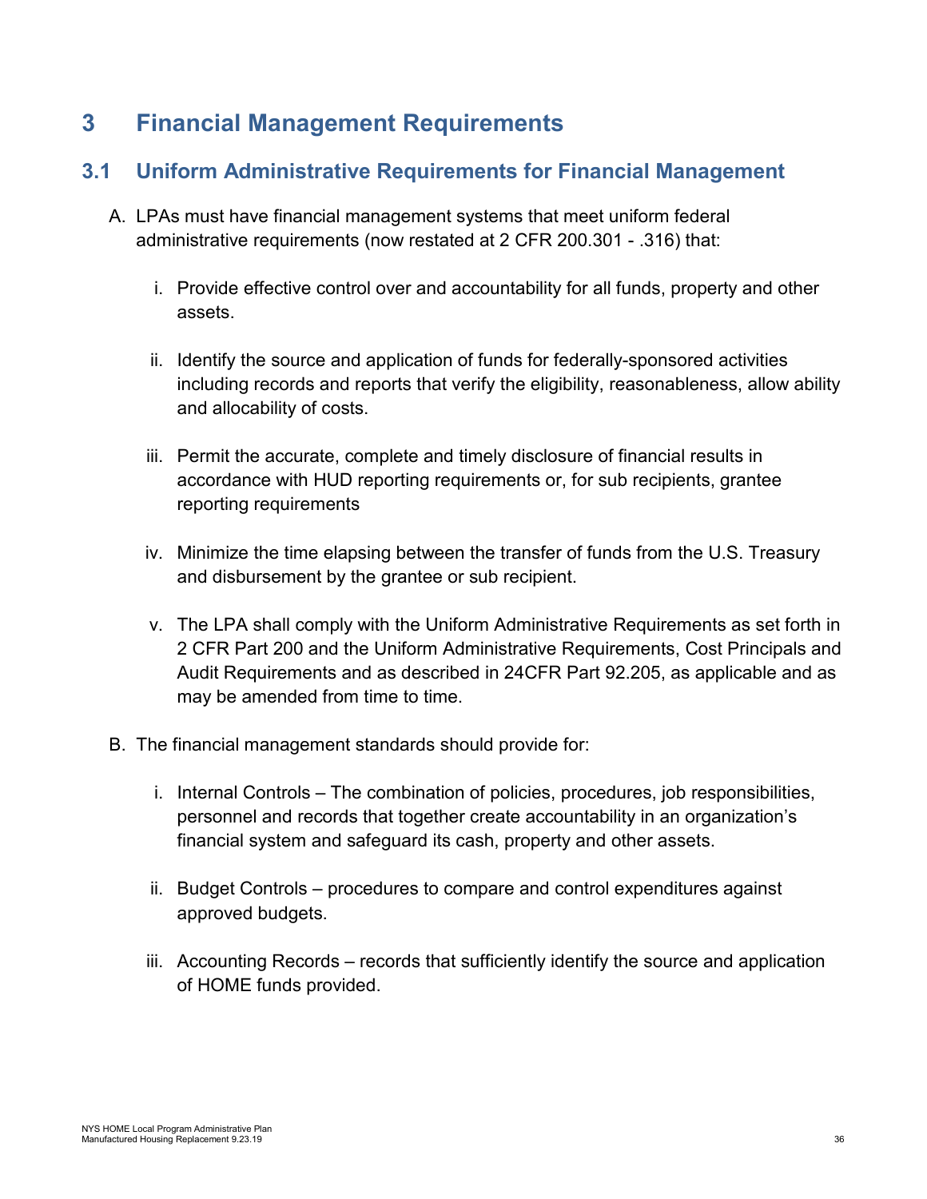# 3 Financial Management Requirements

## 3.1 Uniform Administrative Requirements for Financial Management

A. LPAs must have financial management systems that meet uniform federal administrative requirements (now restated at 2 CFR 200.301 - .316) that:

   i. Provide effective control over and accountability for all funds, property and other assets.

   ii. Identify the source and application of funds for federally-sponsored activities including records and reports that verify the eligibility, reasonableness, allow ability and allocability of costs.

   iii. Permit the accurate, complete and timely disclosure of financial results in accordance with HUD reporting requirements or, for sub recipients, grantee reporting requirements

   iv. Minimize the time elapsing between the transfer of funds from the U.S. Treasury and disbursement by the grantee or sub recipient.

   v. The LPA shall comply with the Uniform Administrative Requirements as set forth in 2 CFR Part 200 and the Uniform Administrative Requirements, Cost Principals and Audit Requirements and as described in 24CFR Part 92.205, as applicable and as may be amended from time to time.

B. The financial management standards should provide for:

   i. Internal Controls – The combination of policies, procedures, job responsibilities, personnel and records that together create accountability in an organization's financial system and safeguard its cash, property and other assets.

   ii. Budget Controls – procedures to compare and control expenditures against approved budgets.

   iii. Accounting Records – records that sufficiently identify the source and application of HOME funds provided.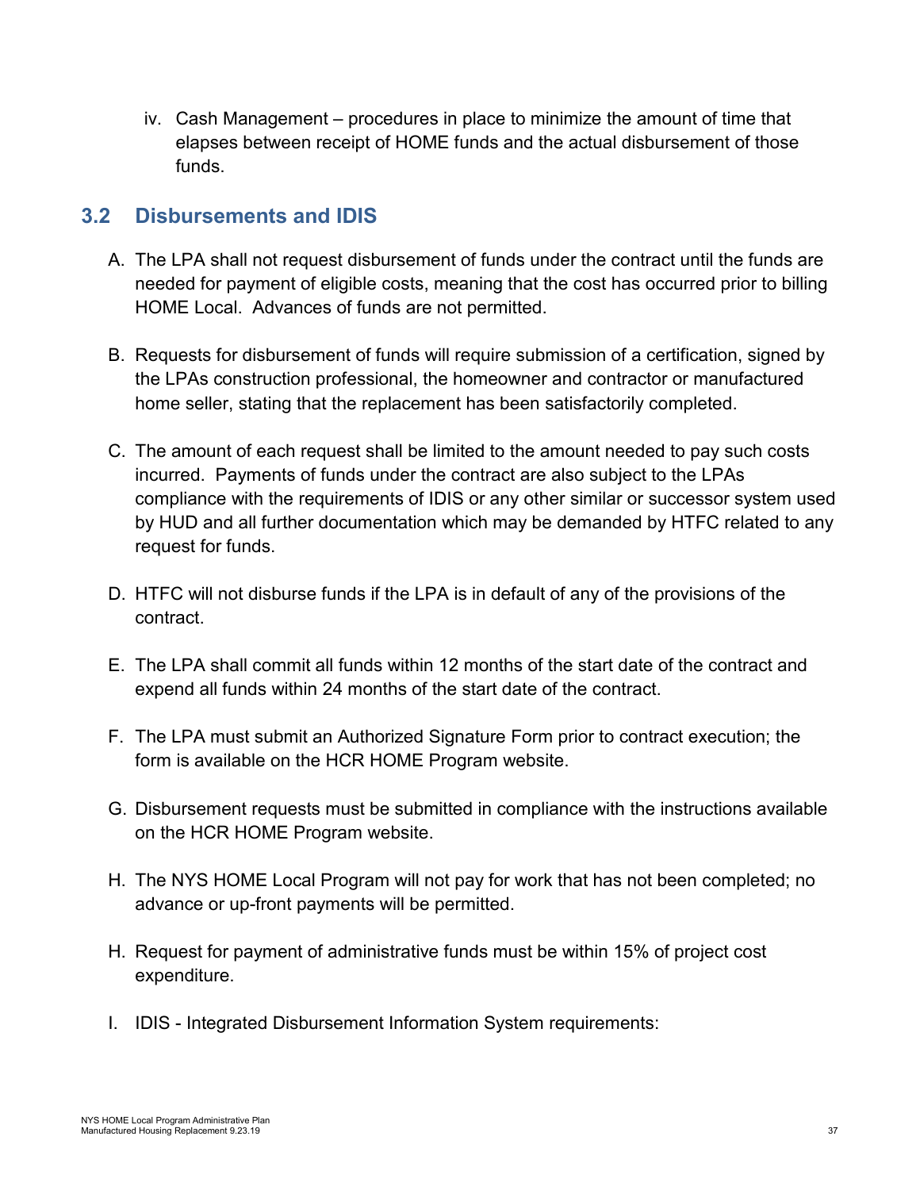iv. Cash Management – procedures in place to minimize the amount of time that elapses between receipt of HOME funds and the actual disbursement of those funds.

## 3.2 Disbursements and IDIS

A. The LPA shall not request disbursement of funds under the contract until the funds are needed for payment of eligible costs, meaning that the cost has occurred prior to billing HOME Local. Advances of funds are not permitted.

B. Requests for disbursement of funds will require submission of a certification, signed by the LPAs construction professional, the homeowner and contractor or manufactured home seller, stating that the replacement has been satisfactorily completed.

C. The amount of each request shall be limited to the amount needed to pay such costs incurred. Payments of funds under the contract are also subject to the LPAs compliance with the requirements of IDIS or any other similar or successor system used by HUD and all further documentation which may be demanded by HTFC related to any request for funds.

D. HTFC will not disburse funds if the LPA is in default of any of the provisions of the contract.

E. The LPA shall commit all funds within 12 months of the start date of the contract and expend all funds within 24 months of the start date of the contract.

F. The LPA must submit an Authorized Signature Form prior to contract execution; the form is available on the HCR HOME Program website.

G. Disbursement requests must be submitted in compliance with the instructions available on the HCR HOME Program website.

H. The NYS HOME Local Program will not pay for work that has not been completed; no advance or up-front payments will be permitted.

H. Request for payment of administrative funds must be within 15% of project cost expenditure.

I. IDIS - Integrated Disbursement Information System requirements: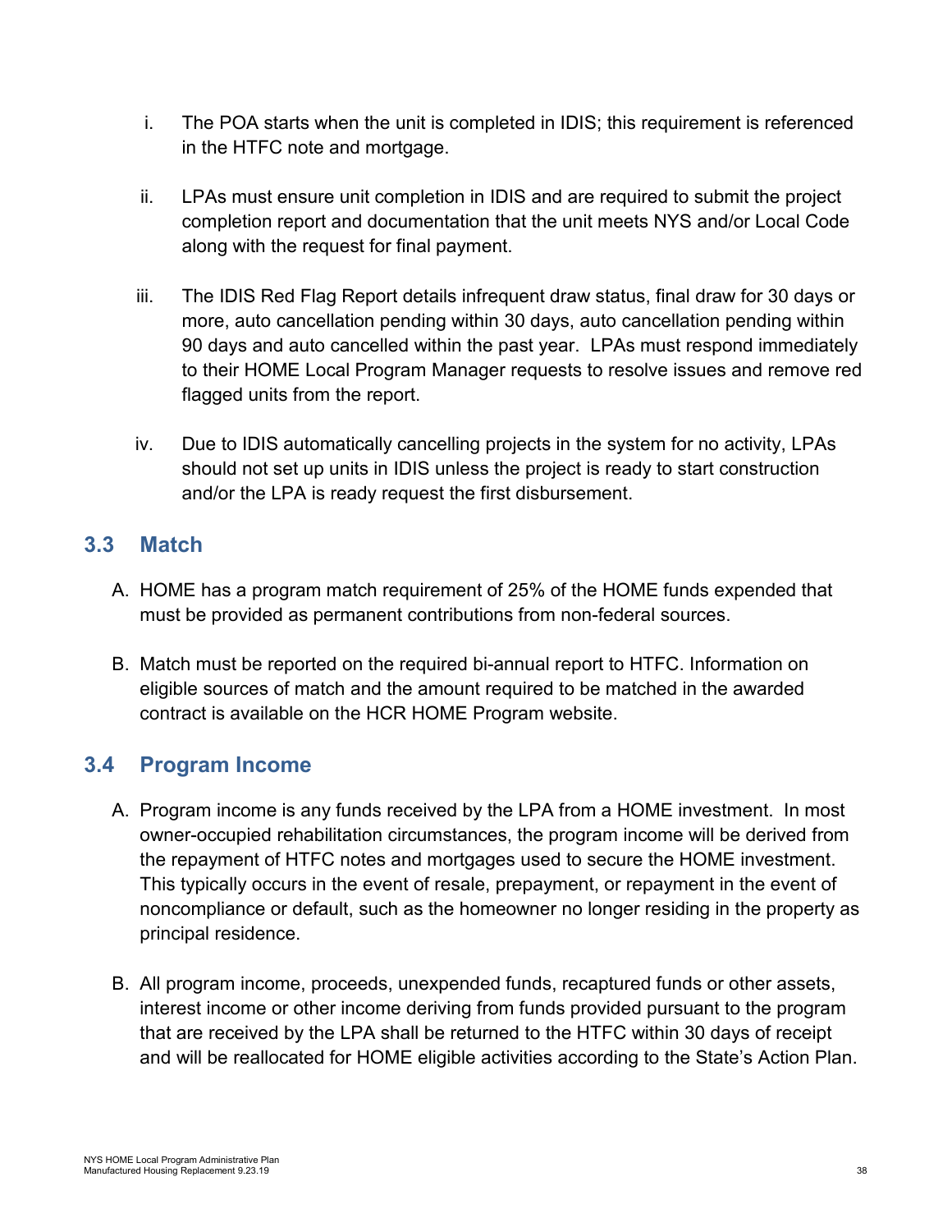i. The POA starts when the unit is completed in IDIS; this requirement is referenced in the HTFC note and mortgage.

ii. LPAs must ensure unit completion in IDIS and are required to submit the project completion report and documentation that the unit meets NYS and/or Local Code along with the request for final payment.

iii. The IDIS Red Flag Report details infrequent draw status, final draw for 30 days or more, auto cancellation pending within 30 days, auto cancellation pending within 90 days and auto cancelled within the past year. LPAs must respond immediately to their HOME Local Program Manager requests to resolve issues and remove red flagged units from the report.

iv. Due to IDIS automatically cancelling projects in the system for no activity, LPAs should not set up units in IDIS unless the project is ready to start construction and/or the LPA is ready request the first disbursement.

## 3.3 Match

A. HOME has a program match requirement of 25% of the HOME funds expended that must be provided as permanent contributions from non-federal sources.

B. Match must be reported on the required bi-annual report to HTFC. Information on eligible sources of match and the amount required to be matched in the awarded contract is available on the HCR HOME Program website.

## 3.4 Program Income

A. Program income is any funds received by the LPA from a HOME investment. In most owner-occupied rehabilitation circumstances, the program income will be derived from the repayment of HTFC notes and mortgages used to secure the HOME investment. This typically occurs in the event of resale, prepayment, or repayment in the event of noncompliance or default, such as the homeowner no longer residing in the property as principal residence.

B. All program income, proceeds, unexpended funds, recaptured funds or other assets, interest income or other income deriving from funds provided pursuant to the program that are received by the LPA shall be returned to the HTFC within 30 days of receipt and will be reallocated for HOME eligible activities according to the State's Action Plan.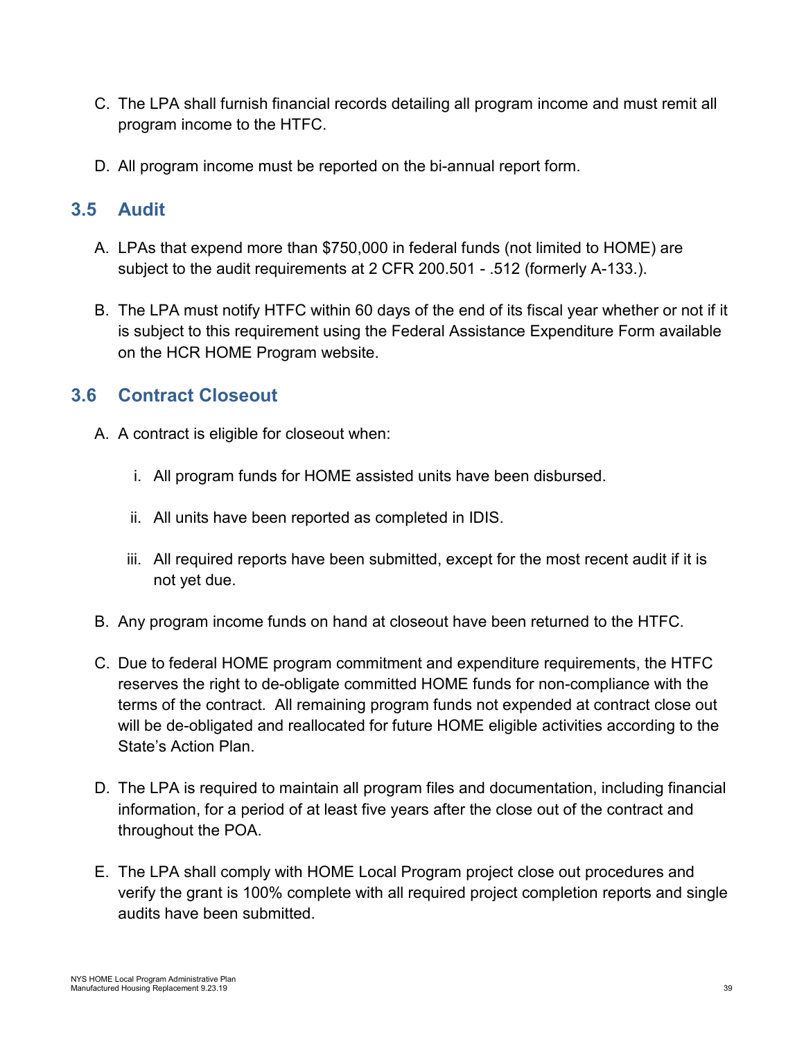C. The LPA shall furnish financial records detailing all program income and must remit all program income to the HTFC.

D. All program income must be reported on the bi-annual report form.

## 3.5 Audit

A. LPAs that expend more than $750,000 in federal funds (not limited to HOME) are subject to the audit requirements at 2 CFR 200.501 - .512 (formerly A-133.).

B. The LPA must notify HTFC within 60 days of the end of its fiscal year whether or not if it is subject to this requirement using the Federal Assistance Expenditure Form available on the HCR HOME Program website.

## 3.6 Contract Closeout

A. A contract is eligible for closeout when:

   i. All program funds for HOME assisted units have been disbursed.

   ii. All units have been reported as completed in IDIS.

   iii. All required reports have been submitted, except for the most recent audit if it is not yet due.

B. Any program income funds on hand at closeout have been returned to the HTFC.

C. Due to federal HOME program commitment and expenditure requirements, the HTFC reserves the right to de-obligate committed HOME funds for non-compliance with the terms of the contract. All remaining program funds not expended at contract close out will be de-obligated and reallocated for future HOME eligible activities according to the State's Action Plan.

D. The LPA is required to maintain all program files and documentation, including financial information, for a period of at least five years after the close out of the contract and throughout the POA.

E. The LPA shall comply with HOME Local Program project close out procedures and verify the grant is 100% complete with all required project completion reports and single audits have been submitted.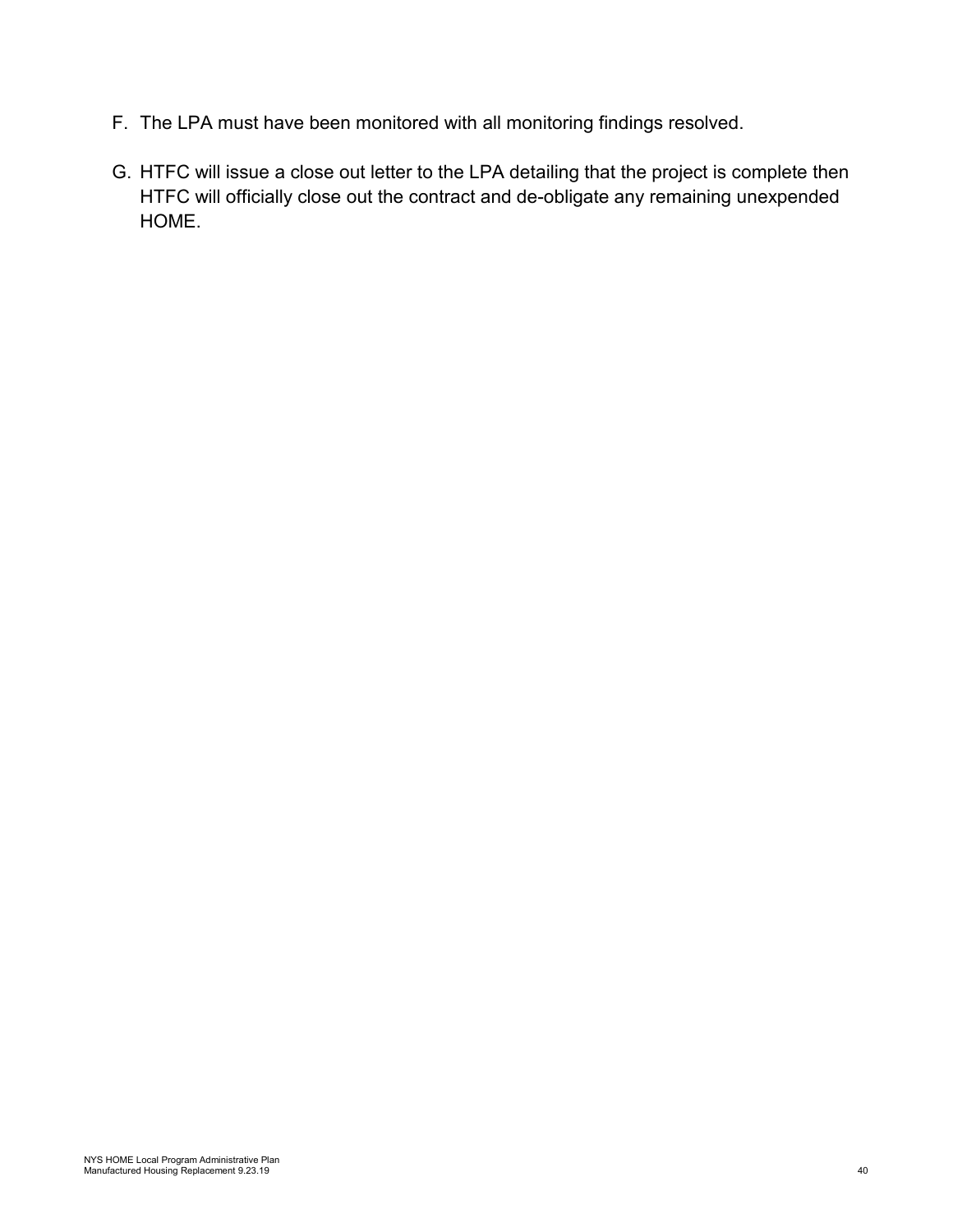F. The LPA must have been monitored with all monitoring findings resolved.

G. HTFC will issue a close out letter to the LPA detailing that the project is complete then HTFC will officially close out the contract and de-obligate any remaining unexpended HOME.